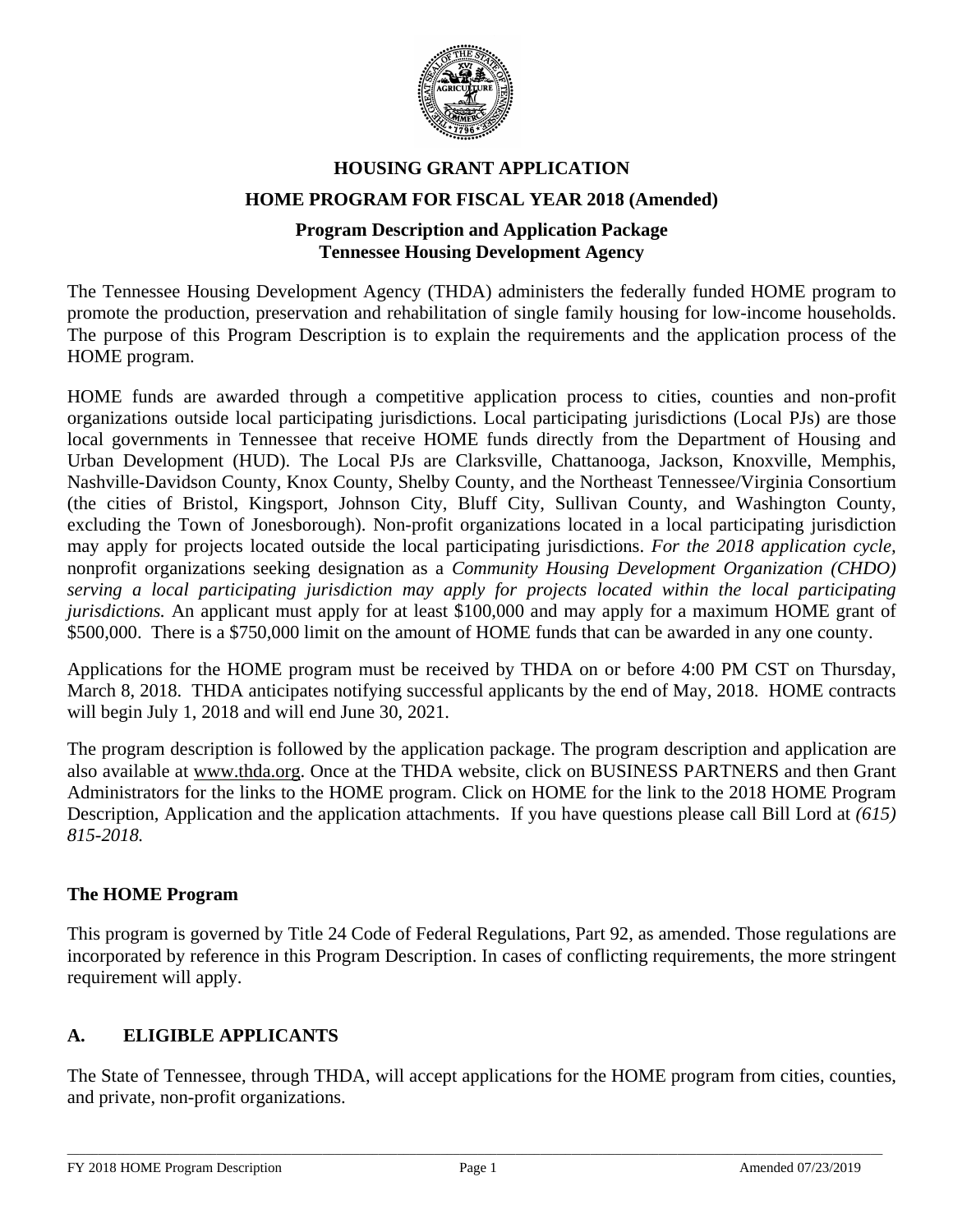# HOUSING GRANT APPLICATION

## HOME PROGRAM FOR FISCAL YEAR 2018 (Amended)

### Program Description and Application Package
### Tennessee Housing Development Agency

The Tennessee Housing Development Agency (THDA) administers the federally funded HOME program to promote the production, preservation and rehabilitation of single family housing for low-income households. The purpose of this Program Description is to explain the requirements and the application process of the HOME program.

HOME funds are awarded through a competitive application process to cities, counties and non-profit organizations outside local participating jurisdictions. Local participating jurisdictions (Local PJs) are those local governments in Tennessee that receive HOME funds directly from the Department of Housing and Urban Development (HUD). The Local PJs are Clarksville, Chattanooga, Jackson, Knoxville, Memphis, Nashville-Davidson County, Knox County, Shelby County, and the Northeast Tennessee/Virginia Consortium (the cities of Bristol, Kingsport, Johnson City, Bluff City, Sullivan County, and Washington County, excluding the Town of Jonesborough). Non-profit organizations located in a local participating jurisdiction may apply for projects located outside the local participating jurisdictions. *For the 2018 application cycle,* nonprofit organizations seeking designation as a *Community Housing Development Organization (CHDO) serving a local participating jurisdiction may apply for projects located within the local participating jurisdictions.* An applicant must apply for at least $100,000 and may apply for a maximum HOME grant of $500,000. There is a $750,000 limit on the amount of HOME funds that can be awarded in any one county.

Applications for the HOME program must be received by THDA on or before 4:00 PM CST on Thursday, March 8, 2018. THDA anticipates notifying successful applicants by the end of May, 2018. HOME contracts will begin July 1, 2018 and will end June 30, 2021.

The program description is followed by the application package. The program description and application are also available at www.thda.org. Once at the THDA website, click on BUSINESS PARTNERS and then Grant Administrators for the links to the HOME program. Click on HOME for the link to the 2018 HOME Program Description, Application and the application attachments. If you have questions please call Bill Lord at *(615) 815-2018.*

## The HOME Program

This program is governed by Title 24 Code of Federal Regulations, Part 92, as amended. Those regulations are incorporated by reference in this Program Description. In cases of conflicting requirements, the more stringent requirement will apply.

## A. ELIGIBLE APPLICANTS

The State of Tennessee, through THDA, will accept applications for the HOME program from cities, counties, and private, non-profit organizations.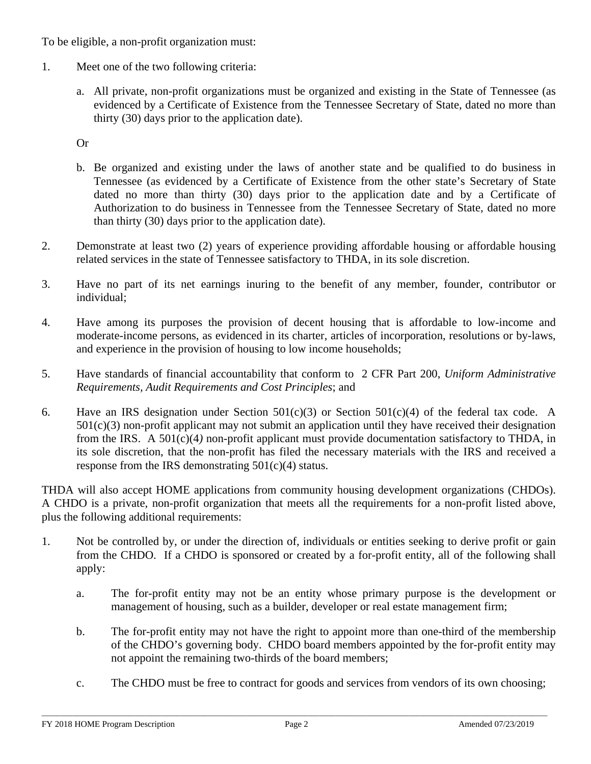To be eligible, a non-profit organization must:

1. Meet one of the two following criteria:

   a. All private, non-profit organizations must be organized and existing in the State of Tennessee (as evidenced by a Certificate of Existence from the Tennessee Secretary of State, dated no more than thirty (30) days prior to the application date).

   Or

   b. Be organized and existing under the laws of another state and be qualified to do business in Tennessee (as evidenced by a Certificate of Existence from the other state's Secretary of State dated no more than thirty (30) days prior to the application date and by a Certificate of Authorization to do business in Tennessee from the Tennessee Secretary of State, dated no more than thirty (30) days prior to the application date).

2. Demonstrate at least two (2) years of experience providing affordable housing or affordable housing related services in the state of Tennessee satisfactory to THDA, in its sole discretion.

3. Have no part of its net earnings inuring to the benefit of any member, founder, contributor or individual;

4. Have among its purposes the provision of decent housing that is affordable to low-income and moderate-income persons, as evidenced in its charter, articles of incorporation, resolutions or by-laws, and experience in the provision of housing to low income households;

5. Have standards of financial accountability that conform to 2 CFR Part 200, *Uniform Administrative Requirements, Audit Requirements and Cost Principles*; and

6. Have an IRS designation under Section 501(c)(3) or Section 501(c)(4) of the federal tax code. A 501(c)(3) non-profit applicant may not submit an application until they have received their designation from the IRS. A 501(c)(4) non-profit applicant must provide documentation satisfactory to THDA, in its sole discretion, that the non-profit has filed the necessary materials with the IRS and received a response from the IRS demonstrating 501(c)(4) status.

THDA will also accept HOME applications from community housing development organizations (CHDOs). A CHDO is a private, non-profit organization that meets all the requirements for a non-profit listed above, plus the following additional requirements:

1. Not be controlled by, or under the direction of, individuals or entities seeking to derive profit or gain from the CHDO. If a CHDO is sponsored or created by a for-profit entity, all of the following shall apply:

   a. The for-profit entity may not be an entity whose primary purpose is the development or management of housing, such as a builder, developer or real estate management firm;

   b. The for-profit entity may not have the right to appoint more than one-third of the membership of the CHDO's governing body. CHDO board members appointed by the for-profit entity may not appoint the remaining two-thirds of the board members;

   c. The CHDO must be free to contract for goods and services from vendors of its own choosing;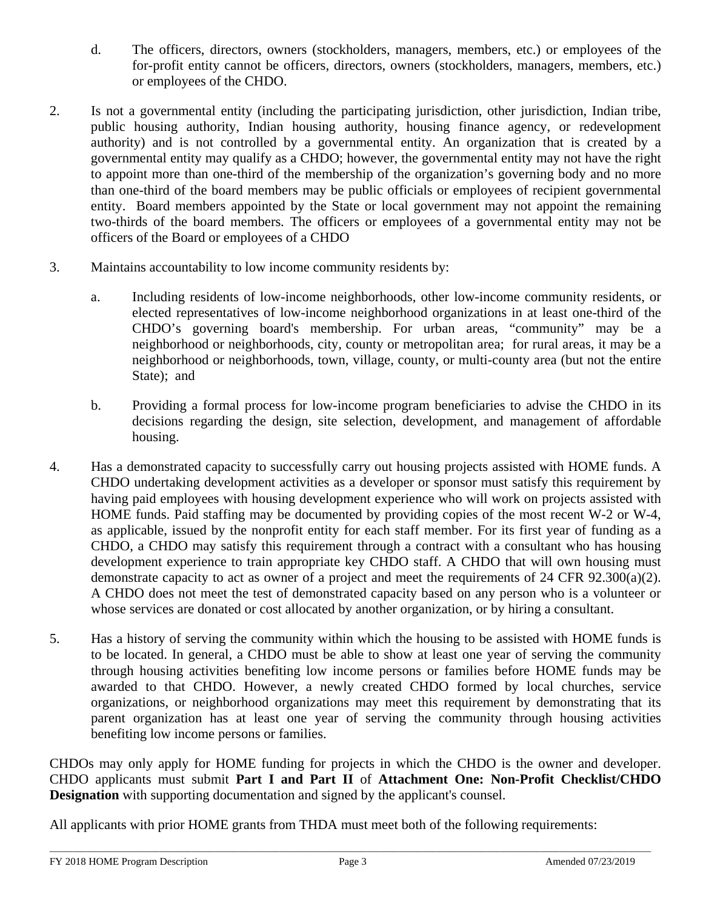d. The officers, directors, owners (stockholders, managers, members, etc.) or employees of the for-profit entity cannot be officers, directors, owners (stockholders, managers, members, etc.) or employees of the CHDO.

2. Is not a governmental entity (including the participating jurisdiction, other jurisdiction, Indian tribe, public housing authority, Indian housing authority, housing finance agency, or redevelopment authority) and is not controlled by a governmental entity. An organization that is created by a governmental entity may qualify as a CHDO; however, the governmental entity may not have the right to appoint more than one-third of the membership of the organization's governing body and no more than one-third of the board members may be public officials or employees of recipient governmental entity. Board members appointed by the State or local government may not appoint the remaining two-thirds of the board members. The officers or employees of a governmental entity may not be officers of the Board or employees of a CHDO

3. Maintains accountability to low income community residents by:

   a. Including residents of low-income neighborhoods, other low-income community residents, or elected representatives of low-income neighborhood organizations in at least one-third of the CHDO's governing board's membership. For urban areas, "community" may be a neighborhood or neighborhoods, city, county or metropolitan area; for rural areas, it may be a neighborhood or neighborhoods, town, village, county, or multi-county area (but not the entire State); and

   b. Providing a formal process for low-income program beneficiaries to advise the CHDO in its decisions regarding the design, site selection, development, and management of affordable housing.

4. Has a demonstrated capacity to successfully carry out housing projects assisted with HOME funds. A CHDO undertaking development activities as a developer or sponsor must satisfy this requirement by having paid employees with housing development experience who will work on projects assisted with HOME funds. Paid staffing may be documented by providing copies of the most recent W-2 or W-4, as applicable, issued by the nonprofit entity for each staff member. For its first year of funding as a CHDO, a CHDO may satisfy this requirement through a contract with a consultant who has housing development experience to train appropriate key CHDO staff. A CHDO that will own housing must demonstrate capacity to act as owner of a project and meet the requirements of 24 CFR 92.300(a)(2). A CHDO does not meet the test of demonstrated capacity based on any person who is a volunteer or whose services are donated or cost allocated by another organization, or by hiring a consultant.

5. Has a history of serving the community within which the housing to be assisted with HOME funds is to be located. In general, a CHDO must be able to show at least one year of serving the community through housing activities benefiting low income persons or families before HOME funds may be awarded to that CHDO. However, a newly created CHDO formed by local churches, service organizations, or neighborhood organizations may meet this requirement by demonstrating that its parent organization has at least one year of serving the community through housing activities benefiting low income persons or families.

CHDOs may only apply for HOME funding for projects in which the CHDO is the owner and developer. CHDO applicants must submit **Part I and Part II** of **Attachment One: Non-Profit Checklist/CHDO Designation** with supporting documentation and signed by the applicant's counsel.

All applicants with prior HOME grants from THDA must meet both of the following requirements: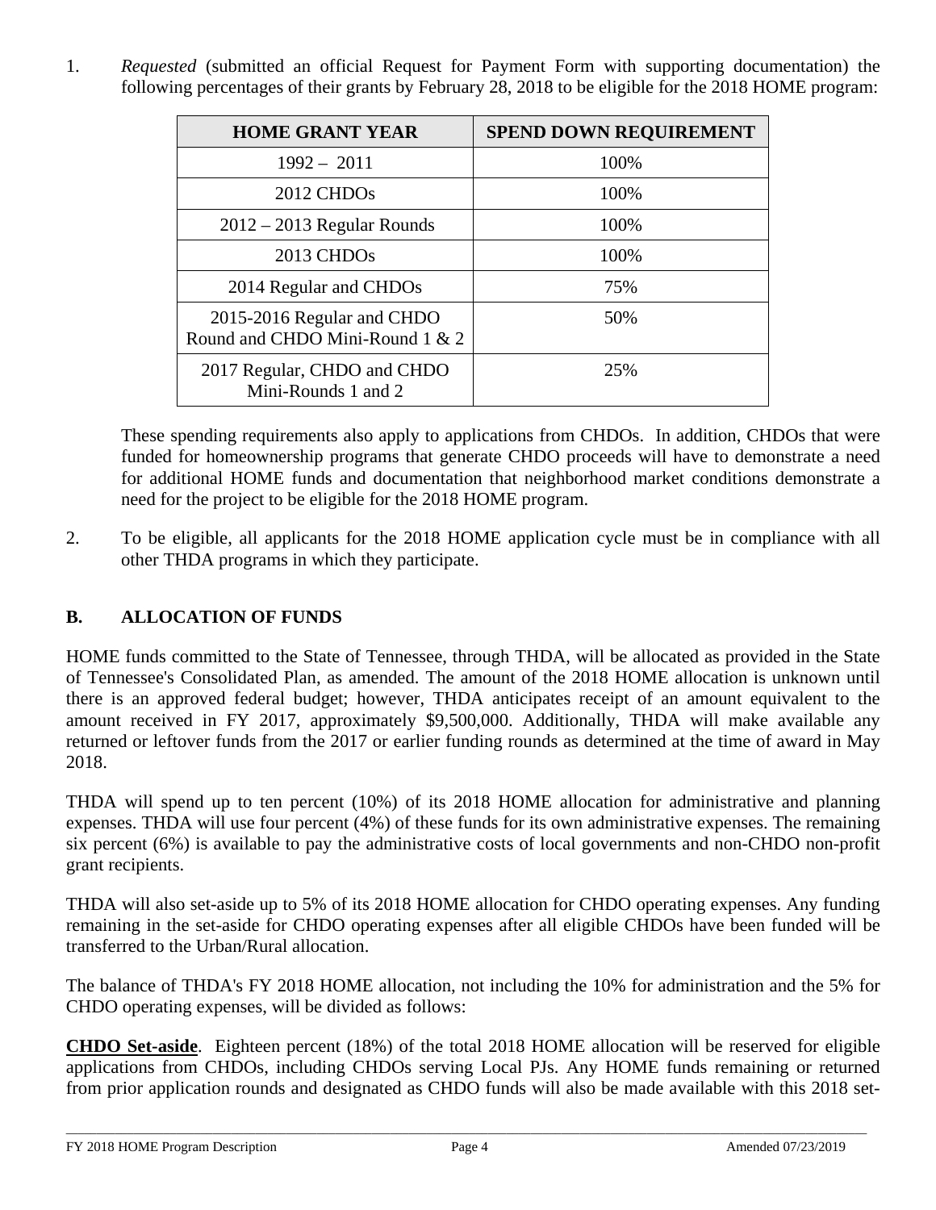1. *Requested* (submitted an official Request for Payment Form with supporting documentation) the following percentages of their grants by February 28, 2018 to be eligible for the 2018 HOME program:

| HOME GRANT YEAR | SPEND DOWN REQUIREMENT |
|---|---|
| 1992 – 2011 | 100% |
| 2012 CHDOs | 100% |
| 2012 – 2013 Regular Rounds | 100% |
| 2013 CHDOs | 100% |
| 2014 Regular and CHDOs | 75% |
| 2015-2016 Regular and CHDO Round and CHDO Mini-Round 1 & 2 | 50% |
| 2017 Regular, CHDO and CHDO Mini-Rounds 1 and 2 | 25% |

These spending requirements also apply to applications from CHDOs. In addition, CHDOs that were funded for homeownership programs that generate CHDO proceeds will have to demonstrate a need for additional HOME funds and documentation that neighborhood market conditions demonstrate a need for the project to be eligible for the 2018 HOME program.

2. To be eligible, all applicants for the 2018 HOME application cycle must be in compliance with all other THDA programs in which they participate.

## B. ALLOCATION OF FUNDS

HOME funds committed to the State of Tennessee, through THDA, will be allocated as provided in the State of Tennessee's Consolidated Plan, as amended. The amount of the 2018 HOME allocation is unknown until there is an approved federal budget; however, THDA anticipates receipt of an amount equivalent to the amount received in FY 2017, approximately $9,500,000. Additionally, THDA will make available any returned or leftover funds from the 2017 or earlier funding rounds as determined at the time of award in May 2018.

THDA will spend up to ten percent (10%) of its 2018 HOME allocation for administrative and planning expenses. THDA will use four percent (4%) of these funds for its own administrative expenses. The remaining six percent (6%) is available to pay the administrative costs of local governments and non-CHDO non-profit grant recipients.

THDA will also set-aside up to 5% of its 2018 HOME allocation for CHDO operating expenses. Any funding remaining in the set-aside for CHDO operating expenses after all eligible CHDOs have been funded will be transferred to the Urban/Rural allocation.

The balance of THDA's FY 2018 HOME allocation, not including the 10% for administration and the 5% for CHDO operating expenses, will be divided as follows:

**CHDO Set-aside**. Eighteen percent (18%) of the total 2018 HOME allocation will be reserved for eligible applications from CHDOs, including CHDOs serving Local PJs. Any HOME funds remaining or returned from prior application rounds and designated as CHDO funds will also be made available with this 2018 set-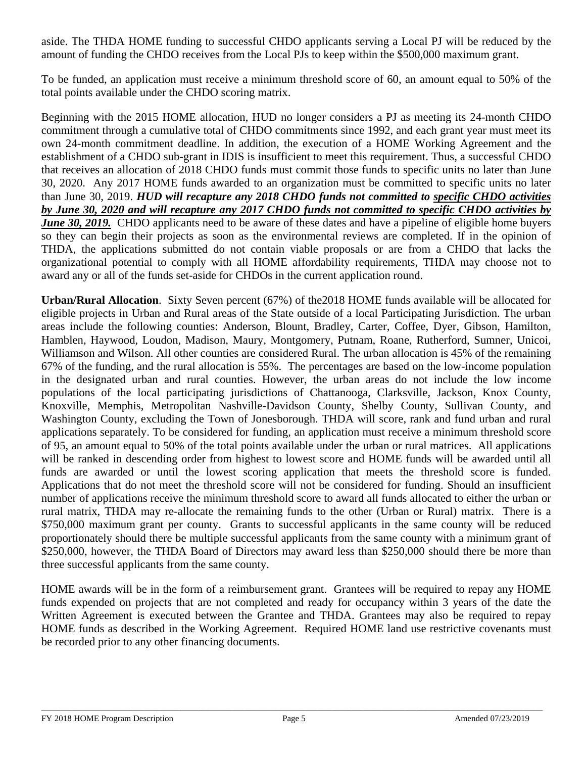aside. The THDA HOME funding to successful CHDO applicants serving a Local PJ will be reduced by the amount of funding the CHDO receives from the Local PJs to keep within the $500,000 maximum grant.

To be funded, an application must receive a minimum threshold score of 60, an amount equal to 50% of the total points available under the CHDO scoring matrix.

Beginning with the 2015 HOME allocation, HUD no longer considers a PJ as meeting its 24-month CHDO commitment through a cumulative total of CHDO commitments since 1992, and each grant year must meet its own 24-month commitment deadline. In addition, the execution of a HOME Working Agreement and the establishment of a CHDO sub-grant in IDIS is insufficient to meet this requirement. Thus, a successful CHDO that receives an allocation of 2018 CHDO funds must commit those funds to specific units no later than June 30, 2020. Any 2017 HOME funds awarded to an organization must be committed to specific units no later than June 30, 2019. ***HUD will recapture any 2018 CHDO funds not committed to specific CHDO activities by June 30, 2020 and will recapture any 2017 CHDO funds not committed to specific CHDO activities by June 30, 2019.*** CHDO applicants need to be aware of these dates and have a pipeline of eligible home buyers so they can begin their projects as soon as the environmental reviews are completed. If in the opinion of THDA, the applications submitted do not contain viable proposals or are from a CHDO that lacks the organizational potential to comply with all HOME affordability requirements, THDA may choose not to award any or all of the funds set-aside for CHDOs in the current application round.

**Urban/Rural Allocation**. Sixty Seven percent (67%) of the2018 HOME funds available will be allocated for eligible projects in Urban and Rural areas of the State outside of a local Participating Jurisdiction. The urban areas include the following counties: Anderson, Blount, Bradley, Carter, Coffee, Dyer, Gibson, Hamilton, Hamblen, Haywood, Loudon, Madison, Maury, Montgomery, Putnam, Roane, Rutherford, Sumner, Unicoi, Williamson and Wilson. All other counties are considered Rural. The urban allocation is 45% of the remaining 67% of the funding, and the rural allocation is 55%. The percentages are based on the low-income population in the designated urban and rural counties. However, the urban areas do not include the low income populations of the local participating jurisdictions of Chattanooga, Clarksville, Jackson, Knox County, Knoxville, Memphis, Metropolitan Nashville-Davidson County, Shelby County, Sullivan County, and Washington County, excluding the Town of Jonesborough. THDA will score, rank and fund urban and rural applications separately. To be considered for funding, an application must receive a minimum threshold score of 95, an amount equal to 50% of the total points available under the urban or rural matrices. All applications will be ranked in descending order from highest to lowest score and HOME funds will be awarded until all funds are awarded or until the lowest scoring application that meets the threshold score is funded. Applications that do not meet the threshold score will not be considered for funding. Should an insufficient number of applications receive the minimum threshold score to award all funds allocated to either the urban or rural matrix, THDA may re-allocate the remaining funds to the other (Urban or Rural) matrix. There is a $750,000 maximum grant per county. Grants to successful applicants in the same county will be reduced proportionately should there be multiple successful applicants from the same county with a minimum grant of $250,000, however, the THDA Board of Directors may award less than $250,000 should there be more than three successful applicants from the same county.

HOME awards will be in the form of a reimbursement grant. Grantees will be required to repay any HOME funds expended on projects that are not completed and ready for occupancy within 3 years of the date the Written Agreement is executed between the Grantee and THDA. Grantees may also be required to repay HOME funds as described in the Working Agreement. Required HOME land use restrictive covenants must be recorded prior to any other financing documents.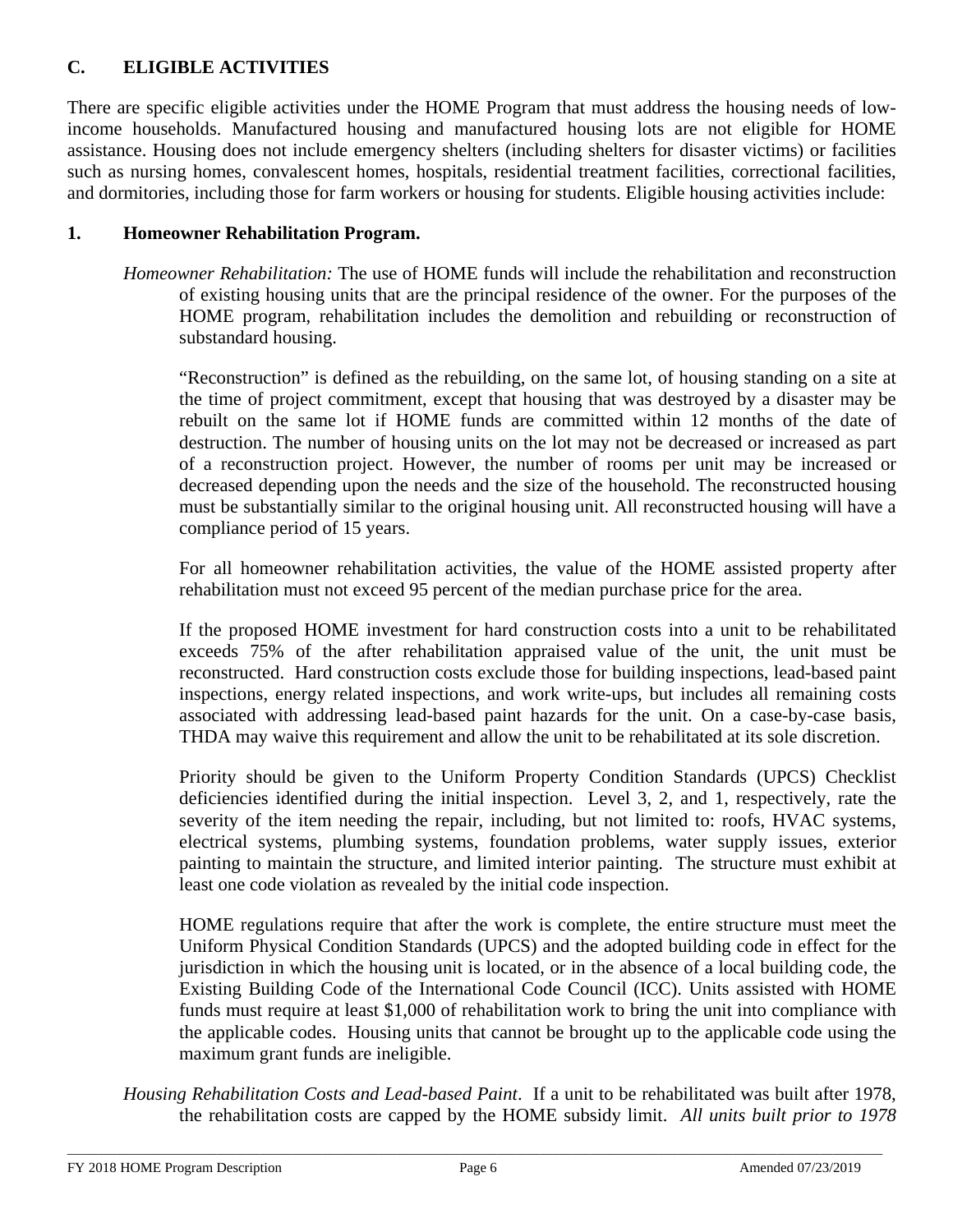## C. ELIGIBLE ACTIVITIES

There are specific eligible activities under the HOME Program that must address the housing needs of low-income households. Manufactured housing and manufactured housing lots are not eligible for HOME assistance. Housing does not include emergency shelters (including shelters for disaster victims) or facilities such as nursing homes, convalescent homes, hospitals, residential treatment facilities, correctional facilities, and dormitories, including those for farm workers or housing for students. Eligible housing activities include:

### 1. Homeowner Rehabilitation Program.

*Homeowner Rehabilitation:* The use of HOME funds will include the rehabilitation and reconstruction of existing housing units that are the principal residence of the owner. For the purposes of the HOME program, rehabilitation includes the demolition and rebuilding or reconstruction of substandard housing.

"Reconstruction" is defined as the rebuilding, on the same lot, of housing standing on a site at the time of project commitment, except that housing that was destroyed by a disaster may be rebuilt on the same lot if HOME funds are committed within 12 months of the date of destruction. The number of housing units on the lot may not be decreased or increased as part of a reconstruction project. However, the number of rooms per unit may be increased or decreased depending upon the needs and the size of the household. The reconstructed housing must be substantially similar to the original housing unit. All reconstructed housing will have a compliance period of 15 years.

For all homeowner rehabilitation activities, the value of the HOME assisted property after rehabilitation must not exceed 95 percent of the median purchase price for the area.

If the proposed HOME investment for hard construction costs into a unit to be rehabilitated exceeds 75% of the after rehabilitation appraised value of the unit, the unit must be reconstructed. Hard construction costs exclude those for building inspections, lead-based paint inspections, energy related inspections, and work write-ups, but includes all remaining costs associated with addressing lead-based paint hazards for the unit. On a case-by-case basis, THDA may waive this requirement and allow the unit to be rehabilitated at its sole discretion.

Priority should be given to the Uniform Property Condition Standards (UPCS) Checklist deficiencies identified during the initial inspection. Level 3, 2, and 1, respectively, rate the severity of the item needing the repair, including, but not limited to: roofs, HVAC systems, electrical systems, plumbing systems, foundation problems, water supply issues, exterior painting to maintain the structure, and limited interior painting. The structure must exhibit at least one code violation as revealed by the initial code inspection.

HOME regulations require that after the work is complete, the entire structure must meet the Uniform Physical Condition Standards (UPCS) and the adopted building code in effect for the jurisdiction in which the housing unit is located, or in the absence of a local building code, the Existing Building Code of the International Code Council (ICC). Units assisted with HOME funds must require at least $1,000 of rehabilitation work to bring the unit into compliance with the applicable codes. Housing units that cannot be brought up to the applicable code using the maximum grant funds are ineligible.

*Housing Rehabilitation Costs and Lead-based Paint.* If a unit to be rehabilitated was built after 1978, the rehabilitation costs are capped by the HOME subsidy limit. *All units built prior to 1978*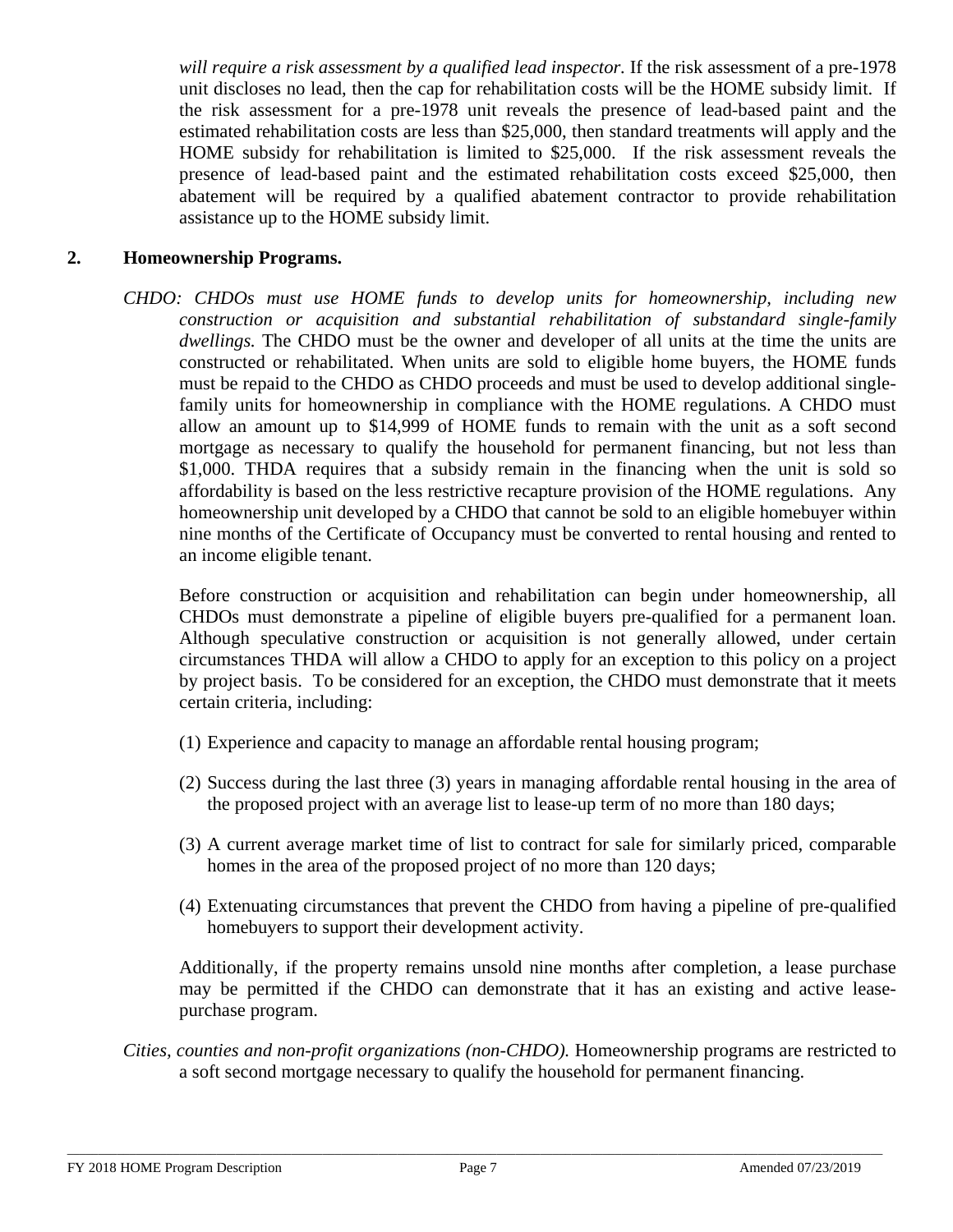*will require a risk assessment by a qualified lead inspector*. If the risk assessment of a pre-1978 unit discloses no lead, then the cap for rehabilitation costs will be the HOME subsidy limit. If the risk assessment for a pre-1978 unit reveals the presence of lead-based paint and the estimated rehabilitation costs are less than $25,000, then standard treatments will apply and the HOME subsidy for rehabilitation is limited to $25,000. If the risk assessment reveals the presence of lead-based paint and the estimated rehabilitation costs exceed $25,000, then abatement will be required by a qualified abatement contractor to provide rehabilitation assistance up to the HOME subsidy limit.

**2. Homeownership Programs.**

*CHDO: CHDOs must use HOME funds to develop units for homeownership, including new construction or acquisition and substantial rehabilitation of substandard single-family dwellings.* The CHDO must be the owner and developer of all units at the time the units are constructed or rehabilitated. When units are sold to eligible home buyers, the HOME funds must be repaid to the CHDO as CHDO proceeds and must be used to develop additional single-family units for homeownership in compliance with the HOME regulations. A CHDO must allow an amount up to $14,999 of HOME funds to remain with the unit as a soft second mortgage as necessary to qualify the household for permanent financing, but not less than $1,000. THDA requires that a subsidy remain in the financing when the unit is sold so affordability is based on the less restrictive recapture provision of the HOME regulations. Any homeownership unit developed by a CHDO that cannot be sold to an eligible homebuyer within nine months of the Certificate of Occupancy must be converted to rental housing and rented to an income eligible tenant.

Before construction or acquisition and rehabilitation can begin under homeownership, all CHDOs must demonstrate a pipeline of eligible buyers pre-qualified for a permanent loan. Although speculative construction or acquisition is not generally allowed, under certain circumstances THDA will allow a CHDO to apply for an exception to this policy on a project by project basis. To be considered for an exception, the CHDO must demonstrate that it meets certain criteria, including:

(1) Experience and capacity to manage an affordable rental housing program;

(2) Success during the last three (3) years in managing affordable rental housing in the area of the proposed project with an average list to lease-up term of no more than 180 days;

(3) A current average market time of list to contract for sale for similarly priced, comparable homes in the area of the proposed project of no more than 120 days;

(4) Extenuating circumstances that prevent the CHDO from having a pipeline of pre-qualified homebuyers to support their development activity.

Additionally, if the property remains unsold nine months after completion, a lease purchase may be permitted if the CHDO can demonstrate that it has an existing and active lease-purchase program.

*Cities, counties and non-profit organizations (non-CHDO).* Homeownership programs are restricted to a soft second mortgage necessary to qualify the household for permanent financing.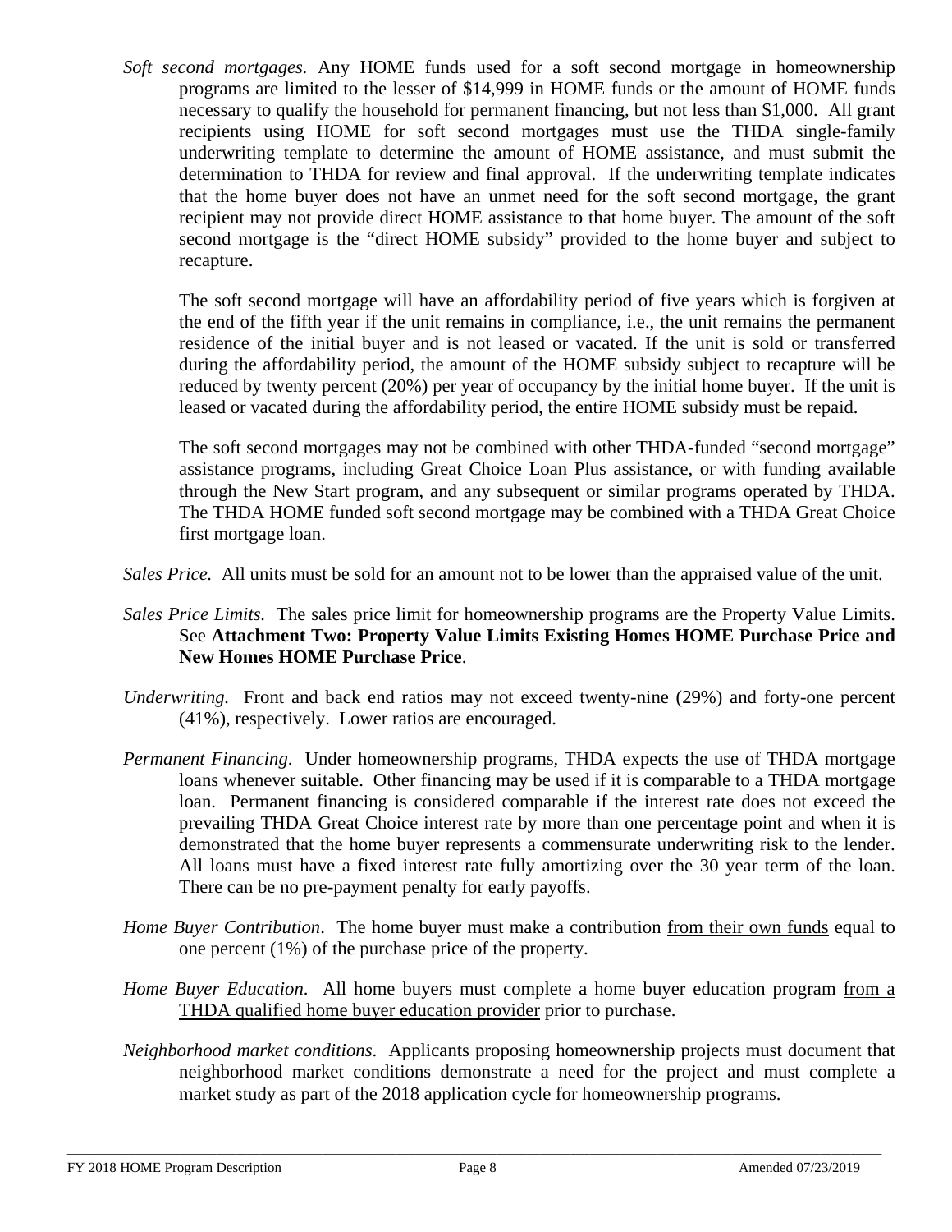*Soft second mortgages.* Any HOME funds used for a soft second mortgage in homeownership programs are limited to the lesser of $14,999 in HOME funds or the amount of HOME funds necessary to qualify the household for permanent financing, but not less than $1,000. All grant recipients using HOME for soft second mortgages must use the THDA single-family underwriting template to determine the amount of HOME assistance, and must submit the determination to THDA for review and final approval. If the underwriting template indicates that the home buyer does not have an unmet need for the soft second mortgage, the grant recipient may not provide direct HOME assistance to that home buyer. The amount of the soft second mortgage is the "direct HOME subsidy" provided to the home buyer and subject to recapture.

The soft second mortgage will have an affordability period of five years which is forgiven at the end of the fifth year if the unit remains in compliance, i.e., the unit remains the permanent residence of the initial buyer and is not leased or vacated. If the unit is sold or transferred during the affordability period, the amount of the HOME subsidy subject to recapture will be reduced by twenty percent (20%) per year of occupancy by the initial home buyer. If the unit is leased or vacated during the affordability period, the entire HOME subsidy must be repaid.

The soft second mortgages may not be combined with other THDA-funded "second mortgage" assistance programs, including Great Choice Loan Plus assistance, or with funding available through the New Start program, and any subsequent or similar programs operated by THDA. The THDA HOME funded soft second mortgage may be combined with a THDA Great Choice first mortgage loan.

*Sales Price.* All units must be sold for an amount not to be lower than the appraised value of the unit.

*Sales Price Limits.* The sales price limit for homeownership programs are the Property Value Limits. See **Attachment Two: Property Value Limits Existing Homes HOME Purchase Price and New Homes HOME Purchase Price**.

*Underwriting.* Front and back end ratios may not exceed twenty-nine (29%) and forty-one percent (41%), respectively. Lower ratios are encouraged.

*Permanent Financing*. Under homeownership programs, THDA expects the use of THDA mortgage loans whenever suitable. Other financing may be used if it is comparable to a THDA mortgage loan. Permanent financing is considered comparable if the interest rate does not exceed the prevailing THDA Great Choice interest rate by more than one percentage point and when it is demonstrated that the home buyer represents a commensurate underwriting risk to the lender. All loans must have a fixed interest rate fully amortizing over the 30 year term of the loan. There can be no pre-payment penalty for early payoffs.

*Home Buyer Contribution*. The home buyer must make a contribution <u>from their own funds</u> equal to one percent (1%) of the purchase price of the property.

*Home Buyer Education*. All home buyers must complete a home buyer education program <u>from a THDA qualified home buyer education provider</u> prior to purchase.

*Neighborhood market conditions*. Applicants proposing homeownership projects must document that neighborhood market conditions demonstrate a need for the project and must complete a market study as part of the 2018 application cycle for homeownership programs.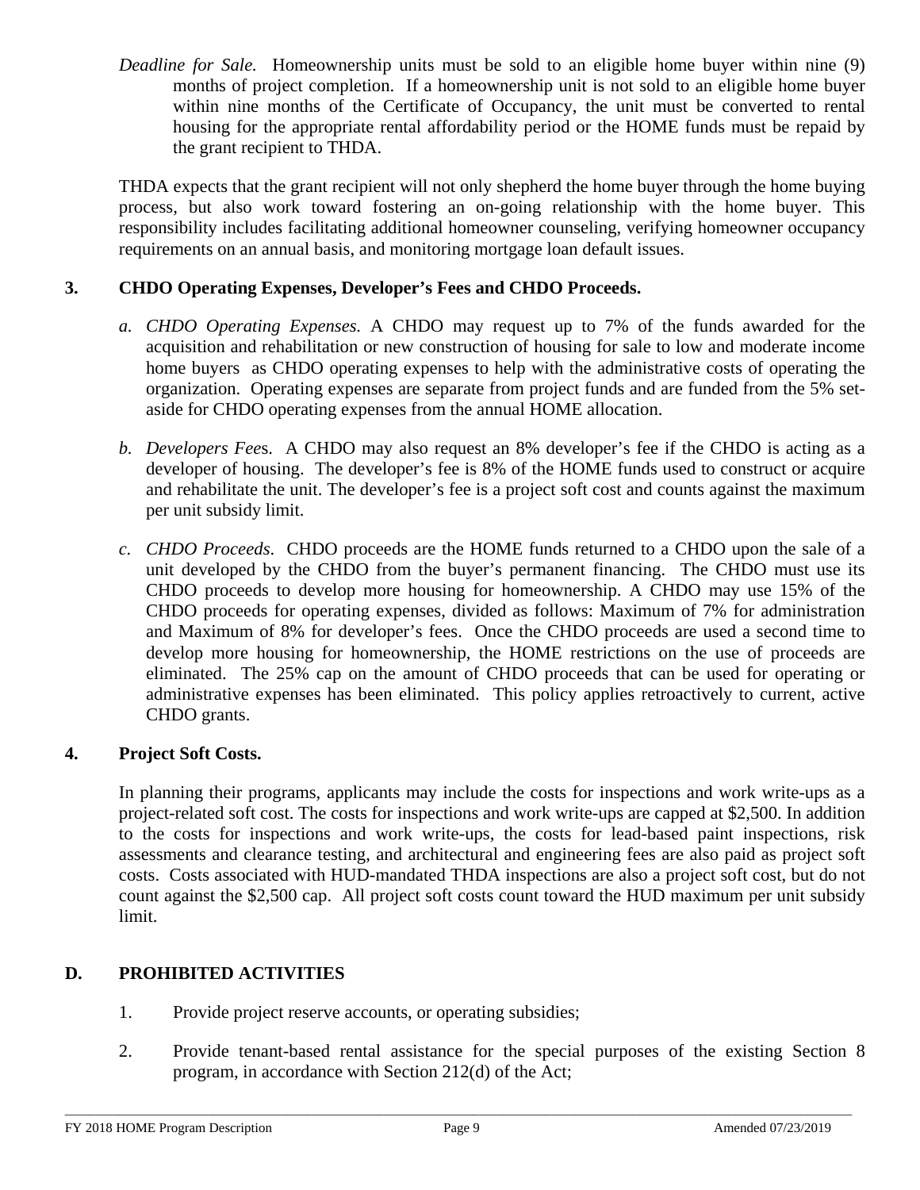*Deadline for Sale.* Homeownership units must be sold to an eligible home buyer within nine (9) months of project completion. If a homeownership unit is not sold to an eligible home buyer within nine months of the Certificate of Occupancy, the unit must be converted to rental housing for the appropriate rental affordability period or the HOME funds must be repaid by the grant recipient to THDA.

THDA expects that the grant recipient will not only shepherd the home buyer through the home buying process, but also work toward fostering an on-going relationship with the home buyer. This responsibility includes facilitating additional homeowner counseling, verifying homeowner occupancy requirements on an annual basis, and monitoring mortgage loan default issues.

**3. CHDO Operating Expenses, Developer's Fees and CHDO Proceeds.**

a. *CHDO Operating Expenses.* A CHDO may request up to 7% of the funds awarded for the acquisition and rehabilitation or new construction of housing for sale to low and moderate income home buyers as CHDO operating expenses to help with the administrative costs of operating the organization. Operating expenses are separate from project funds and are funded from the 5% set-aside for CHDO operating expenses from the annual HOME allocation.

b. *Developers Fees.* A CHDO may also request an 8% developer's fee if the CHDO is acting as a developer of housing. The developer's fee is 8% of the HOME funds used to construct or acquire and rehabilitate the unit. The developer's fee is a project soft cost and counts against the maximum per unit subsidy limit.

c. *CHDO Proceeds.* CHDO proceeds are the HOME funds returned to a CHDO upon the sale of a unit developed by the CHDO from the buyer's permanent financing. The CHDO must use its CHDO proceeds to develop more housing for homeownership. A CHDO may use 15% of the CHDO proceeds for operating expenses, divided as follows: Maximum of 7% for administration and Maximum of 8% for developer's fees. Once the CHDO proceeds are used a second time to develop more housing for homeownership, the HOME restrictions on the use of proceeds are eliminated. The 25% cap on the amount of CHDO proceeds that can be used for operating or administrative expenses has been eliminated. This policy applies retroactively to current, active CHDO grants.

**4. Project Soft Costs.**

In planning their programs, applicants may include the costs for inspections and work write-ups as a project-related soft cost. The costs for inspections and work write-ups are capped at $2,500. In addition to the costs for inspections and work write-ups, the costs for lead-based paint inspections, risk assessments and clearance testing, and architectural and engineering fees are also paid as project soft costs. Costs associated with HUD-mandated THDA inspections are also a project soft cost, but do not count against the $2,500 cap. All project soft costs count toward the HUD maximum per unit subsidy limit.

## D. PROHIBITED ACTIVITIES

1. Provide project reserve accounts, or operating subsidies;
2. Provide tenant-based rental assistance for the special purposes of the existing Section 8 program, in accordance with Section 212(d) of the Act;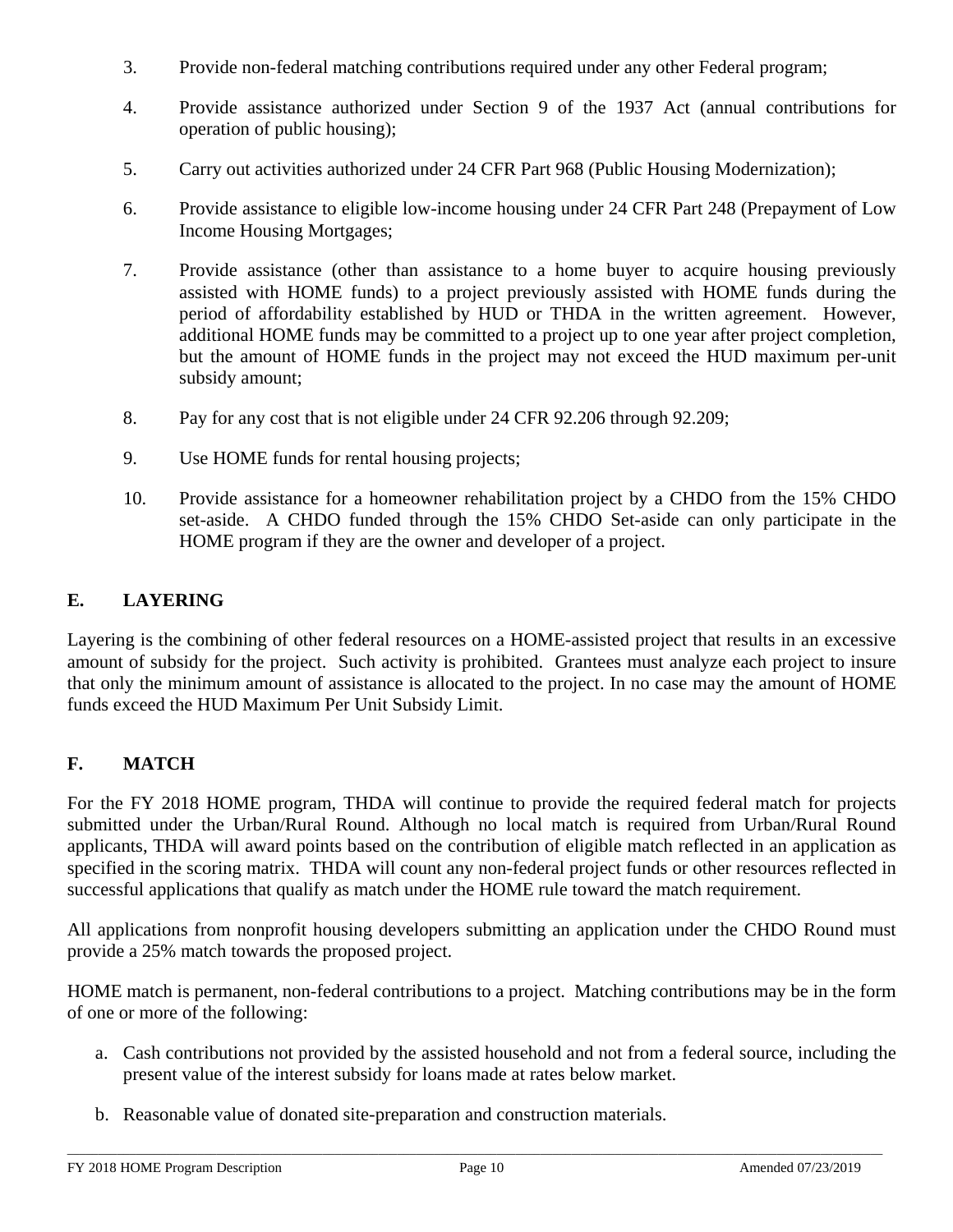3. Provide non-federal matching contributions required under any other Federal program;

4. Provide assistance authorized under Section 9 of the 1937 Act (annual contributions for operation of public housing);

5. Carry out activities authorized under 24 CFR Part 968 (Public Housing Modernization);

6. Provide assistance to eligible low-income housing under 24 CFR Part 248 (Prepayment of Low Income Housing Mortgages;

7. Provide assistance (other than assistance to a home buyer to acquire housing previously assisted with HOME funds) to a project previously assisted with HOME funds during the period of affordability established by HUD or THDA in the written agreement. However, additional HOME funds may be committed to a project up to one year after project completion, but the amount of HOME funds in the project may not exceed the HUD maximum per-unit subsidy amount;

8. Pay for any cost that is not eligible under 24 CFR 92.206 through 92.209;

9. Use HOME funds for rental housing projects;

10. Provide assistance for a homeowner rehabilitation project by a CHDO from the 15% CHDO set-aside. A CHDO funded through the 15% CHDO Set-aside can only participate in the HOME program if they are the owner and developer of a project.

## E. LAYERING

Layering is the combining of other federal resources on a HOME-assisted project that results in an excessive amount of subsidy for the project. Such activity is prohibited. Grantees must analyze each project to insure that only the minimum amount of assistance is allocated to the project. In no case may the amount of HOME funds exceed the HUD Maximum Per Unit Subsidy Limit.

## F. MATCH

For the FY 2018 HOME program, THDA will continue to provide the required federal match for projects submitted under the Urban/Rural Round. Although no local match is required from Urban/Rural Round applicants, THDA will award points based on the contribution of eligible match reflected in an application as specified in the scoring matrix. THDA will count any non-federal project funds or other resources reflected in successful applications that qualify as match under the HOME rule toward the match requirement.

All applications from nonprofit housing developers submitting an application under the CHDO Round must provide a 25% match towards the proposed project.

HOME match is permanent, non-federal contributions to a project. Matching contributions may be in the form of one or more of the following:

a. Cash contributions not provided by the assisted household and not from a federal source, including the present value of the interest subsidy for loans made at rates below market.

b. Reasonable value of donated site-preparation and construction materials.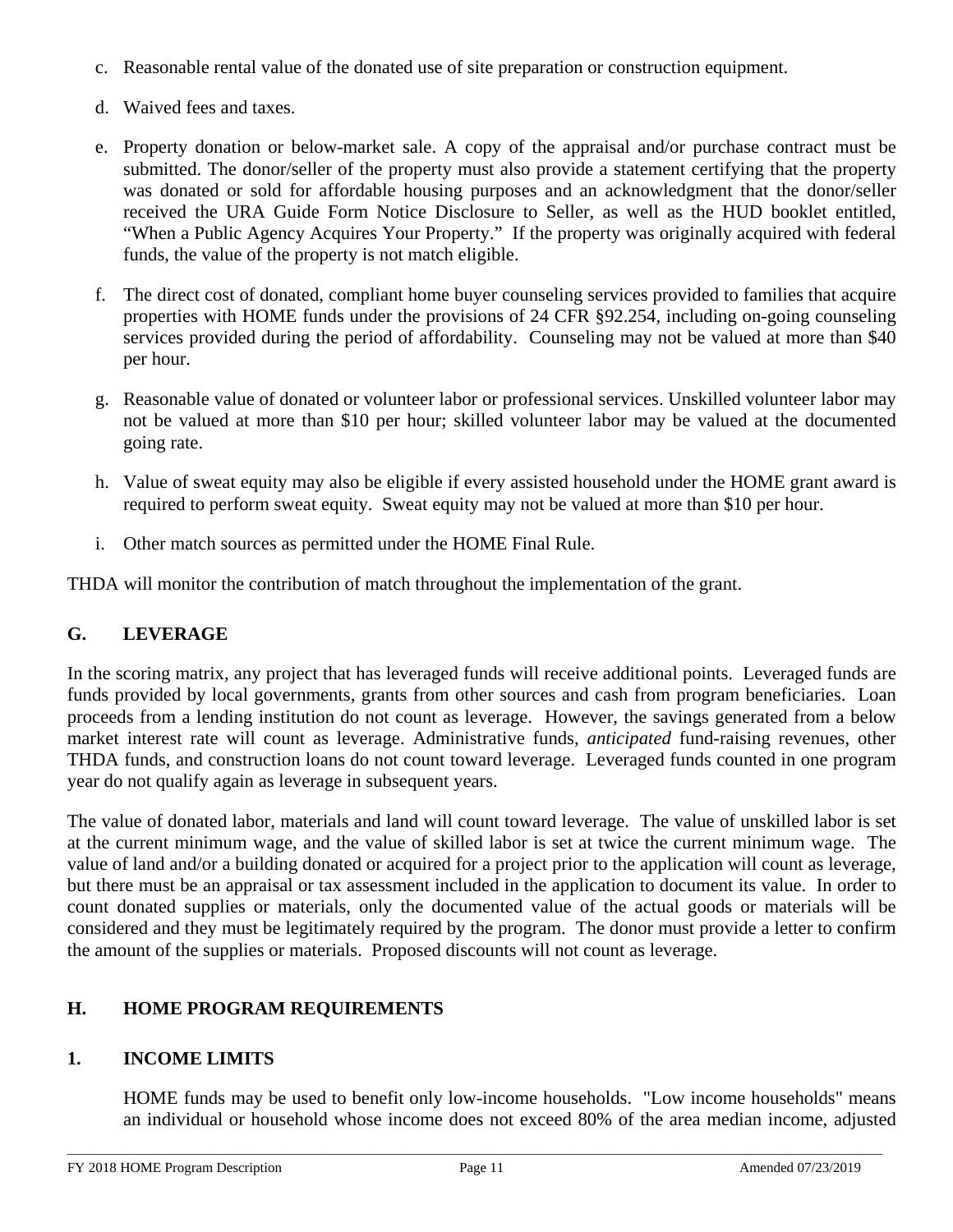c. Reasonable rental value of the donated use of site preparation or construction equipment.

d. Waived fees and taxes.

e. Property donation or below-market sale. A copy of the appraisal and/or purchase contract must be submitted. The donor/seller of the property must also provide a statement certifying that the property was donated or sold for affordable housing purposes and an acknowledgment that the donor/seller received the URA Guide Form Notice Disclosure to Seller, as well as the HUD booklet entitled, "When a Public Agency Acquires Your Property." If the property was originally acquired with federal funds, the value of the property is not match eligible.

f. The direct cost of donated, compliant home buyer counseling services provided to families that acquire properties with HOME funds under the provisions of 24 CFR §92.254, including on-going counseling services provided during the period of affordability. Counseling may not be valued at more than $40 per hour.

g. Reasonable value of donated or volunteer labor or professional services. Unskilled volunteer labor may not be valued at more than $10 per hour; skilled volunteer labor may be valued at the documented going rate.

h. Value of sweat equity may also be eligible if every assisted household under the HOME grant award is required to perform sweat equity. Sweat equity may not be valued at more than $10 per hour.

i. Other match sources as permitted under the HOME Final Rule.

THDA will monitor the contribution of match throughout the implementation of the grant.

## G. LEVERAGE

In the scoring matrix, any project that has leveraged funds will receive additional points. Leveraged funds are funds provided by local governments, grants from other sources and cash from program beneficiaries. Loan proceeds from a lending institution do not count as leverage. However, the savings generated from a below market interest rate will count as leverage. Administrative funds, *anticipated* fund-raising revenues, other THDA funds, and construction loans do not count toward leverage. Leveraged funds counted in one program year do not qualify again as leverage in subsequent years.

The value of donated labor, materials and land will count toward leverage. The value of unskilled labor is set at the current minimum wage, and the value of skilled labor is set at twice the current minimum wage. The value of land and/or a building donated or acquired for a project prior to the application will count as leverage, but there must be an appraisal or tax assessment included in the application to document its value. In order to count donated supplies or materials, only the documented value of the actual goods or materials will be considered and they must be legitimately required by the program. The donor must provide a letter to confirm the amount of the supplies or materials. Proposed discounts will not count as leverage.

## H. HOME PROGRAM REQUIREMENTS

### 1. INCOME LIMITS

HOME funds may be used to benefit only low-income households. "Low income households" means an individual or household whose income does not exceed 80% of the area median income, adjusted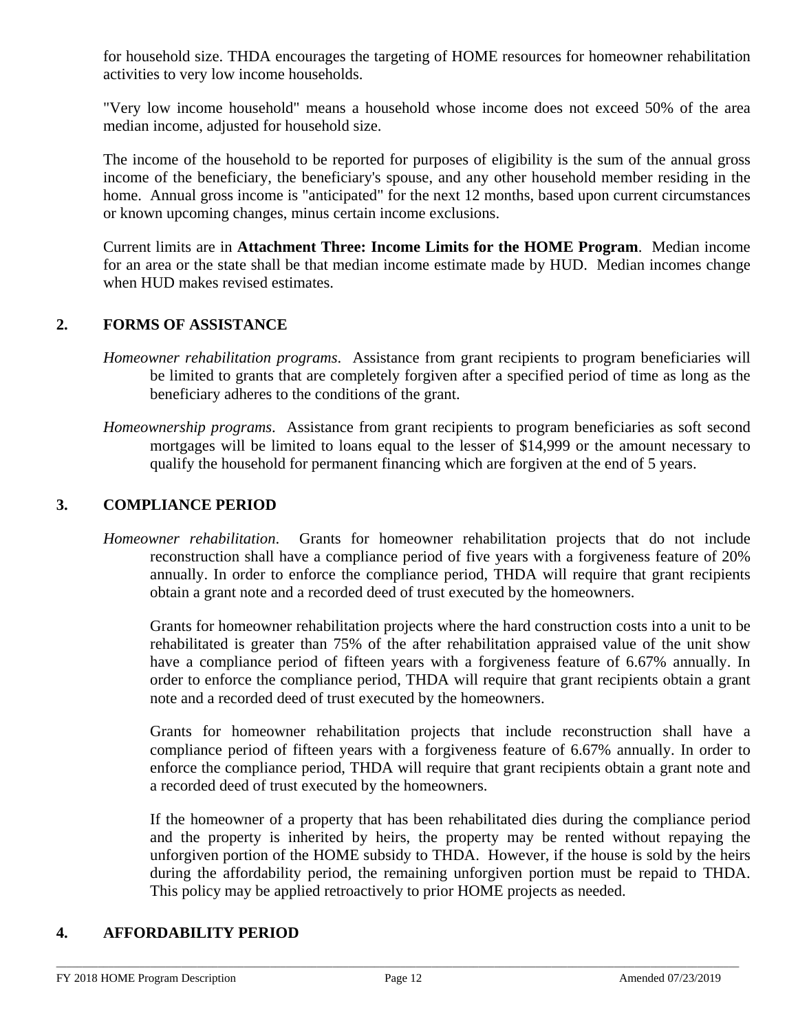for household size. THDA encourages the targeting of HOME resources for homeowner rehabilitation activities to very low income households.

"Very low income household" means a household whose income does not exceed 50% of the area median income, adjusted for household size.

The income of the household to be reported for purposes of eligibility is the sum of the annual gross income of the beneficiary, the beneficiary's spouse, and any other household member residing in the home. Annual gross income is "anticipated" for the next 12 months, based upon current circumstances or known upcoming changes, minus certain income exclusions.

Current limits are in **Attachment Three: Income Limits for the HOME Program**. Median income for an area or the state shall be that median income estimate made by HUD. Median incomes change when HUD makes revised estimates.

## 2. FORMS OF ASSISTANCE

*Homeowner rehabilitation programs*. Assistance from grant recipients to program beneficiaries will be limited to grants that are completely forgiven after a specified period of time as long as the beneficiary adheres to the conditions of the grant.

*Homeownership programs*. Assistance from grant recipients to program beneficiaries as soft second mortgages will be limited to loans equal to the lesser of $14,999 or the amount necessary to qualify the household for permanent financing which are forgiven at the end of 5 years.

## 3. COMPLIANCE PERIOD

*Homeowner rehabilitation*. Grants for homeowner rehabilitation projects that do not include reconstruction shall have a compliance period of five years with a forgiveness feature of 20% annually. In order to enforce the compliance period, THDA will require that grant recipients obtain a grant note and a recorded deed of trust executed by the homeowners.

Grants for homeowner rehabilitation projects where the hard construction costs into a unit to be rehabilitated is greater than 75% of the after rehabilitation appraised value of the unit show have a compliance period of fifteen years with a forgiveness feature of 6.67% annually. In order to enforce the compliance period, THDA will require that grant recipients obtain a grant note and a recorded deed of trust executed by the homeowners.

Grants for homeowner rehabilitation projects that include reconstruction shall have a compliance period of fifteen years with a forgiveness feature of 6.67% annually. In order to enforce the compliance period, THDA will require that grant recipients obtain a grant note and a recorded deed of trust executed by the homeowners.

If the homeowner of a property that has been rehabilitated dies during the compliance period and the property is inherited by heirs, the property may be rented without repaying the unforgiven portion of the HOME subsidy to THDA. However, if the house is sold by the heirs during the affordability period, the remaining unforgiven portion must be repaid to THDA. This policy may be applied retroactively to prior HOME projects as needed.

## 4. AFFORDABILITY PERIOD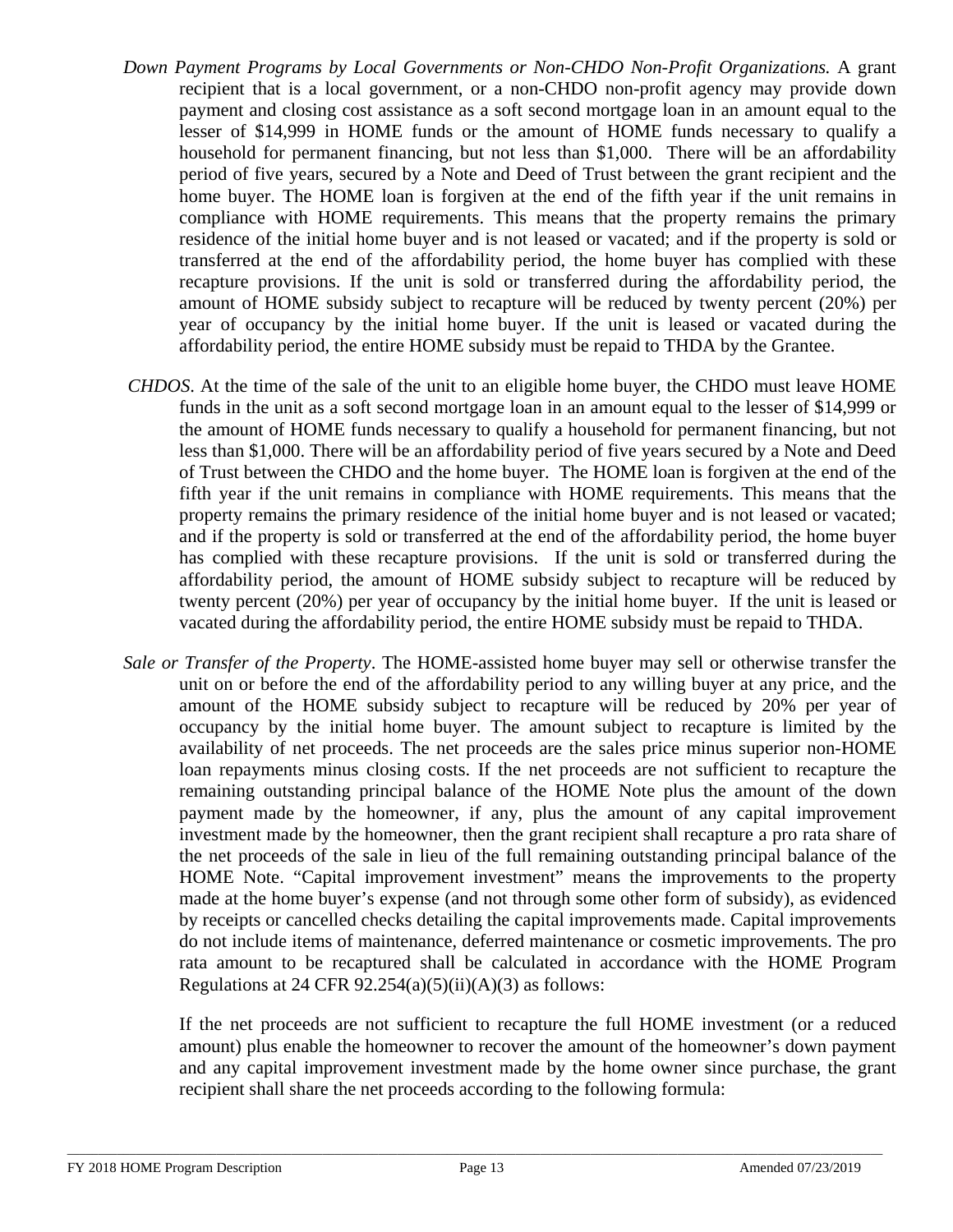*Down Payment Programs by Local Governments or Non-CHDO Non-Profit Organizations.* A grant recipient that is a local government, or a non-CHDO non-profit agency may provide down payment and closing cost assistance as a soft second mortgage loan in an amount equal to the lesser of $14,999 in HOME funds or the amount of HOME funds necessary to qualify a household for permanent financing, but not less than $1,000. There will be an affordability period of five years, secured by a Note and Deed of Trust between the grant recipient and the home buyer. The HOME loan is forgiven at the end of the fifth year if the unit remains in compliance with HOME requirements. This means that the property remains the primary residence of the initial home buyer and is not leased or vacated; and if the property is sold or transferred at the end of the affordability period, the home buyer has complied with these recapture provisions. If the unit is sold or transferred during the affordability period, the amount of HOME subsidy subject to recapture will be reduced by twenty percent (20%) per year of occupancy by the initial home buyer. If the unit is leased or vacated during the affordability period, the entire HOME subsidy must be repaid to THDA by the Grantee.

*CHDOS.* At the time of the sale of the unit to an eligible home buyer, the CHDO must leave HOME funds in the unit as a soft second mortgage loan in an amount equal to the lesser of $14,999 or the amount of HOME funds necessary to qualify a household for permanent financing, but not less than $1,000. There will be an affordability period of five years secured by a Note and Deed of Trust between the CHDO and the home buyer. The HOME loan is forgiven at the end of the fifth year if the unit remains in compliance with HOME requirements. This means that the property remains the primary residence of the initial home buyer and is not leased or vacated; and if the property is sold or transferred at the end of the affordability period, the home buyer has complied with these recapture provisions. If the unit is sold or transferred during the affordability period, the amount of HOME subsidy subject to recapture will be reduced by twenty percent (20%) per year of occupancy by the initial home buyer. If the unit is leased or vacated during the affordability period, the entire HOME subsidy must be repaid to THDA.

*Sale or Transfer of the Property*. The HOME-assisted home buyer may sell or otherwise transfer the unit on or before the end of the affordability period to any willing buyer at any price, and the amount of the HOME subsidy subject to recapture will be reduced by 20% per year of occupancy by the initial home buyer. The amount subject to recapture is limited by the availability of net proceeds. The net proceeds are the sales price minus superior non-HOME loan repayments minus closing costs. If the net proceeds are not sufficient to recapture the remaining outstanding principal balance of the HOME Note plus the amount of the down payment made by the homeowner, if any, plus the amount of any capital improvement investment made by the homeowner, then the grant recipient shall recapture a pro rata share of the net proceeds of the sale in lieu of the full remaining outstanding principal balance of the HOME Note. "Capital improvement investment" means the improvements to the property made at the home buyer's expense (and not through some other form of subsidy), as evidenced by receipts or cancelled checks detailing the capital improvements made. Capital improvements do not include items of maintenance, deferred maintenance or cosmetic improvements. The pro rata amount to be recaptured shall be calculated in accordance with the HOME Program Regulations at 24 CFR 92.254(a)(5)(ii)(A)(3) as follows:

If the net proceeds are not sufficient to recapture the full HOME investment (or a reduced amount) plus enable the homeowner to recover the amount of the homeowner's down payment and any capital improvement investment made by the home owner since purchase, the grant recipient shall share the net proceeds according to the following formula: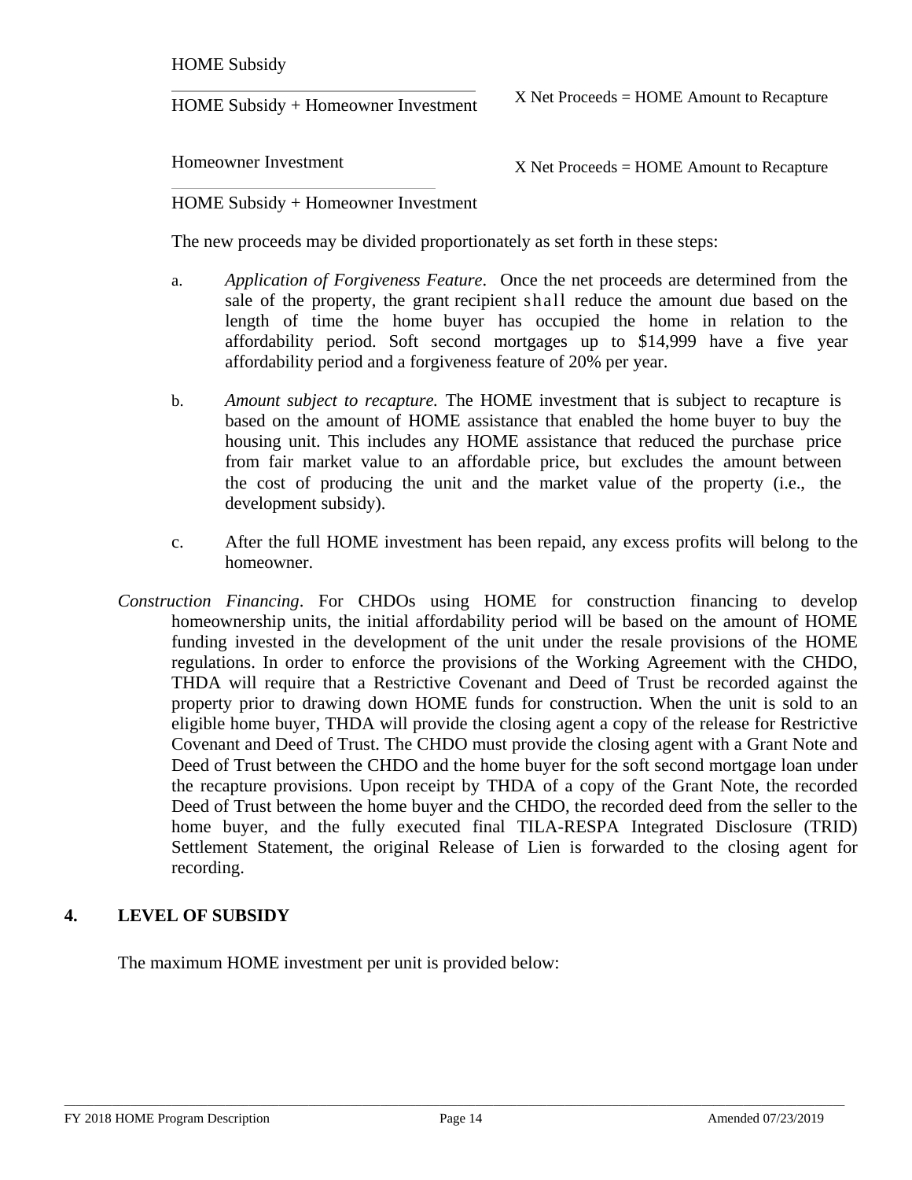$$\frac{\text{HOME Subsidy}}{\text{HOME Subsidy + Homeowner Investment}} \times \text{Net Proceeds} = \text{HOME Amount to Recapture}$$

$$\frac{\text{Homeowner Investment}}{\text{HOME Subsidy + Homeowner Investment}} \times \text{Net Proceeds} = \text{HOME Amount to Recapture}$$

The new proceeds may be divided proportionately as set forth in these steps:

a. *Application of Forgiveness Feature*. Once the net proceeds are determined from the sale of the property, the grant recipient shall reduce the amount due based on the length of time the home buyer has occupied the home in relation to the affordability period. Soft second mortgages up to $14,999 have a five year affordability period and a forgiveness feature of 20% per year.

b. *Amount subject to recapture.* The HOME investment that is subject to recapture is based on the amount of HOME assistance that enabled the home buyer to buy the housing unit. This includes any HOME assistance that reduced the purchase price from fair market value to an affordable price, but excludes the amount between the cost of producing the unit and the market value of the property (i.e., the development subsidy).

c. After the full HOME investment has been repaid, any excess profits will belong to the homeowner.

*Construction Financing*. For CHDOs using HOME for construction financing to develop homeownership units, the initial affordability period will be based on the amount of HOME funding invested in the development of the unit under the resale provisions of the HOME regulations. In order to enforce the provisions of the Working Agreement with the CHDO, THDA will require that a Restrictive Covenant and Deed of Trust be recorded against the property prior to drawing down HOME funds for construction. When the unit is sold to an eligible home buyer, THDA will provide the closing agent a copy of the release for Restrictive Covenant and Deed of Trust. The CHDO must provide the closing agent with a Grant Note and Deed of Trust between the CHDO and the home buyer for the soft second mortgage loan under the recapture provisions. Upon receipt by THDA of a copy of the Grant Note, the recorded Deed of Trust between the home buyer and the CHDO, the recorded deed from the seller to the home buyer, and the fully executed final TILA-RESPA Integrated Disclosure (TRID) Settlement Statement, the original Release of Lien is forwarded to the closing agent for recording.

## 4. LEVEL OF SUBSIDY

The maximum HOME investment per unit is provided below: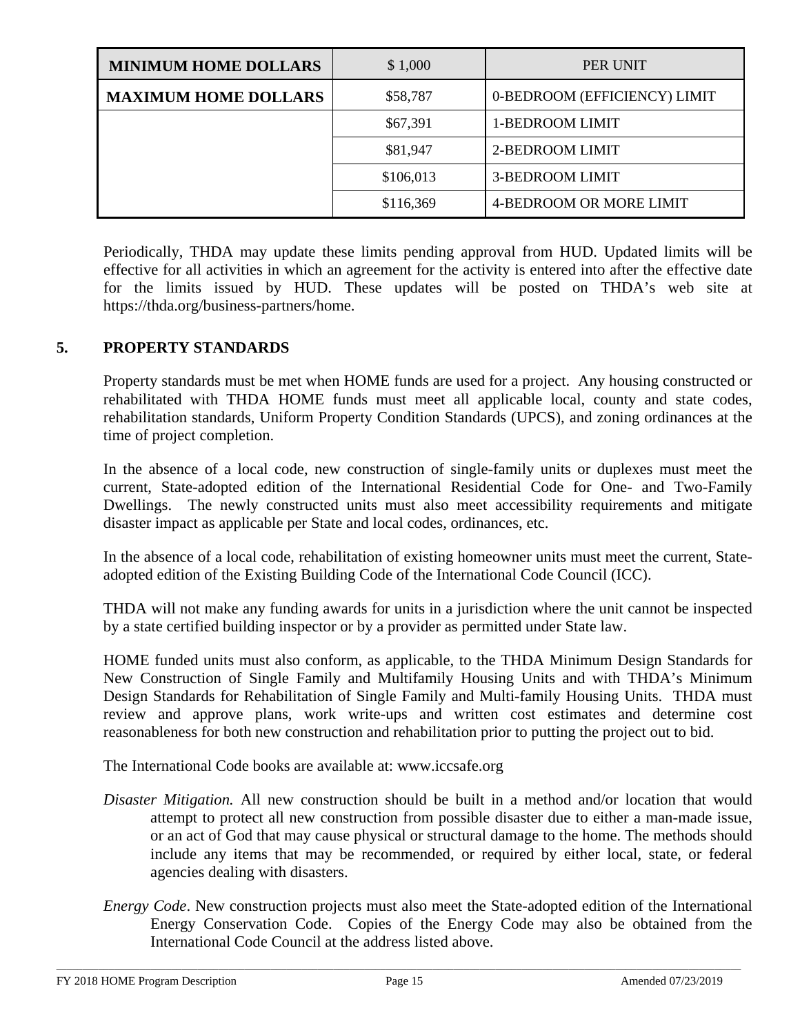| MINIMUM HOME DOLLARS | $ 1,000 | PER UNIT |
|---|---|---|
| MAXIMUM HOME DOLLARS | $58,787 | 0-BEDROOM (EFFICIENCY) LIMIT |
| | $67,391 | 1-BEDROOM LIMIT |
| | $81,947 | 2-BEDROOM LIMIT |
| | $106,013 | 3-BEDROOM LIMIT |
| | $116,369 | 4-BEDROOM OR MORE LIMIT |

Periodically, THDA may update these limits pending approval from HUD. Updated limits will be effective for all activities in which an agreement for the activity is entered into after the effective date for the limits issued by HUD. These updates will be posted on THDA's web site at https://thda.org/business-partners/home.

## 5. PROPERTY STANDARDS

Property standards must be met when HOME funds are used for a project. Any housing constructed or rehabilitated with THDA HOME funds must meet all applicable local, county and state codes, rehabilitation standards, Uniform Property Condition Standards (UPCS), and zoning ordinances at the time of project completion.

In the absence of a local code, new construction of single-family units or duplexes must meet the current, State-adopted edition of the International Residential Code for One- and Two-Family Dwellings. The newly constructed units must also meet accessibility requirements and mitigate disaster impact as applicable per State and local codes, ordinances, etc.

In the absence of a local code, rehabilitation of existing homeowner units must meet the current, State-adopted edition of the Existing Building Code of the International Code Council (ICC).

THDA will not make any funding awards for units in a jurisdiction where the unit cannot be inspected by a state certified building inspector or by a provider as permitted under State law.

HOME funded units must also conform, as applicable, to the THDA Minimum Design Standards for New Construction of Single Family and Multifamily Housing Units and with THDA's Minimum Design Standards for Rehabilitation of Single Family and Multi-family Housing Units. THDA must review and approve plans, work write-ups and written cost estimates and determine cost reasonableness for both new construction and rehabilitation prior to putting the project out to bid.

The International Code books are available at: www.iccsafe.org

*Disaster Mitigation.* All new construction should be built in a method and/or location that would attempt to protect all new construction from possible disaster due to either a man-made issue, or an act of God that may cause physical or structural damage to the home. The methods should include any items that may be recommended, or required by either local, state, or federal agencies dealing with disasters.

*Energy Code*. New construction projects must also meet the State-adopted edition of the International Energy Conservation Code. Copies of the Energy Code may also be obtained from the International Code Council at the address listed above.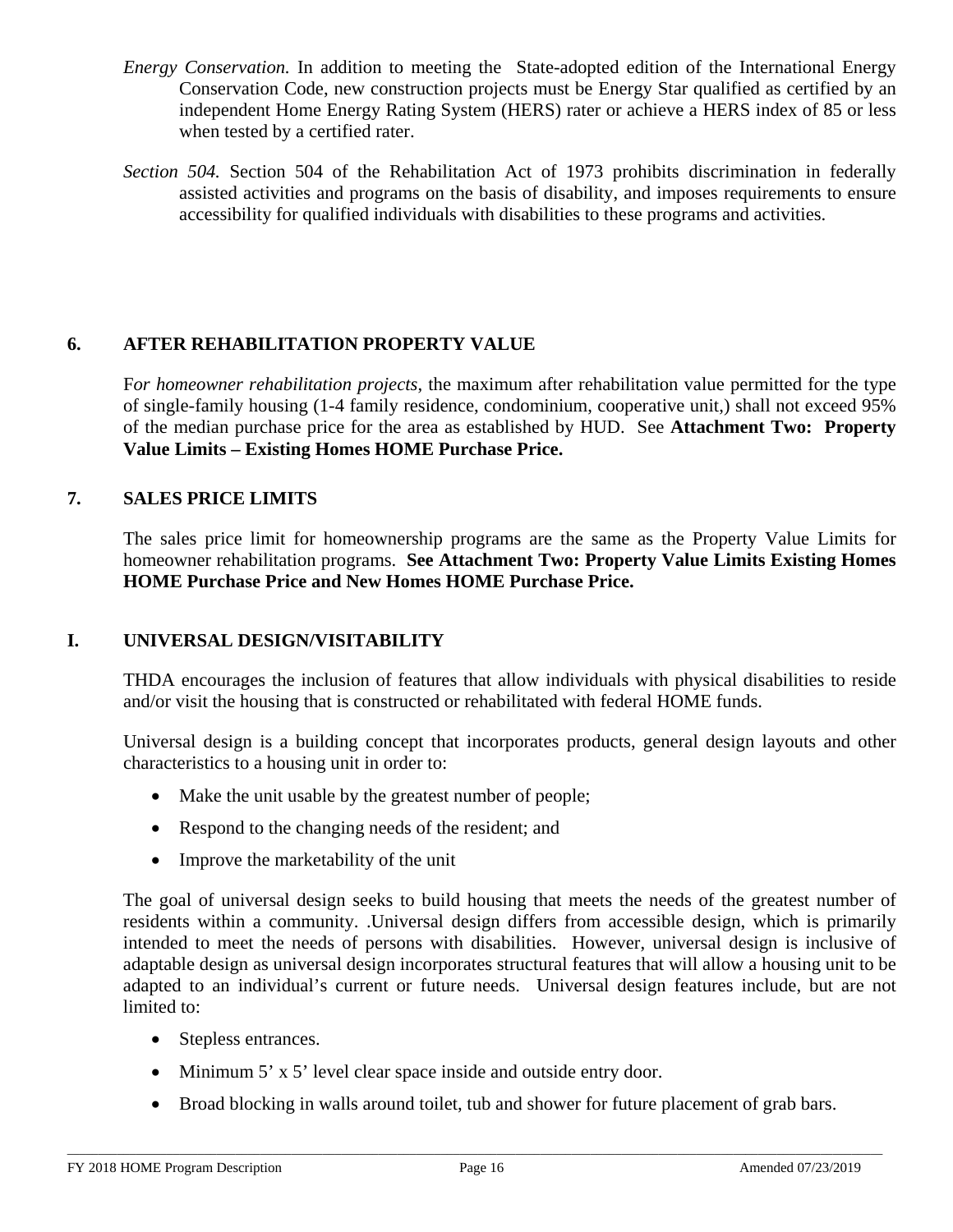*Energy Conservation.* In addition to meeting the State-adopted edition of the International Energy Conservation Code, new construction projects must be Energy Star qualified as certified by an independent Home Energy Rating System (HERS) rater or achieve a HERS index of 85 or less when tested by a certified rater.

*Section 504.* Section 504 of the Rehabilitation Act of 1973 prohibits discrimination in federally assisted activities and programs on the basis of disability, and imposes requirements to ensure accessibility for qualified individuals with disabilities to these programs and activities.

### 6. AFTER REHABILITATION PROPERTY VALUE

F*or homeowner rehabilitation projects,* the maximum after rehabilitation value permitted for the type of single-family housing (1-4 family residence, condominium, cooperative unit,) shall not exceed 95% of the median purchase price for the area as established by HUD. See **Attachment Two: Property Value Limits – Existing Homes HOME Purchase Price.**

### 7. SALES PRICE LIMITS

The sales price limit for homeownership programs are the same as the Property Value Limits for homeowner rehabilitation programs. **See Attachment Two: Property Value Limits Existing Homes HOME Purchase Price and New Homes HOME Purchase Price.**

## I. UNIVERSAL DESIGN/VISITABILITY

THDA encourages the inclusion of features that allow individuals with physical disabilities to reside and/or visit the housing that is constructed or rehabilitated with federal HOME funds.

Universal design is a building concept that incorporates products, general design layouts and other characteristics to a housing unit in order to:

- Make the unit usable by the greatest number of people;
- Respond to the changing needs of the resident; and
- Improve the marketability of the unit

The goal of universal design seeks to build housing that meets the needs of the greatest number of residents within a community. .Universal design differs from accessible design, which is primarily intended to meet the needs of persons with disabilities. However, universal design is inclusive of adaptable design as universal design incorporates structural features that will allow a housing unit to be adapted to an individual's current or future needs. Universal design features include, but are not limited to:

- Stepless entrances.
- Minimum 5' x 5' level clear space inside and outside entry door.
- Broad blocking in walls around toilet, tub and shower for future placement of grab bars.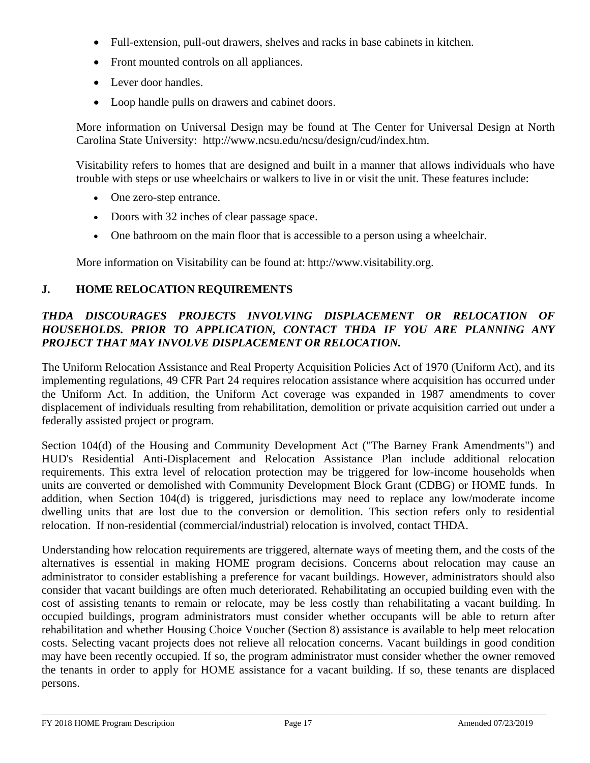- Full-extension, pull-out drawers, shelves and racks in base cabinets in kitchen.
- Front mounted controls on all appliances.
- Lever door handles.
- Loop handle pulls on drawers and cabinet doors.

More information on Universal Design may be found at The Center for Universal Design at North Carolina State University: http://www.ncsu.edu/ncsu/design/cud/index.htm.

Visitability refers to homes that are designed and built in a manner that allows individuals who have trouble with steps or use wheelchairs or walkers to live in or visit the unit. These features include:

- One zero-step entrance.
- Doors with 32 inches of clear passage space.
- One bathroom on the main floor that is accessible to a person using a wheelchair.

More information on Visitability can be found at: http://www.visitability.org.

## J. HOME RELOCATION REQUIREMENTS

***THDA DISCOURAGES PROJECTS INVOLVING DISPLACEMENT OR RELOCATION OF HOUSEHOLDS. PRIOR TO APPLICATION, CONTACT THDA IF YOU ARE PLANNING ANY PROJECT THAT MAY INVOLVE DISPLACEMENT OR RELOCATION.***

The Uniform Relocation Assistance and Real Property Acquisition Policies Act of 1970 (Uniform Act), and its implementing regulations, 49 CFR Part 24 requires relocation assistance where acquisition has occurred under the Uniform Act. In addition, the Uniform Act coverage was expanded in 1987 amendments to cover displacement of individuals resulting from rehabilitation, demolition or private acquisition carried out under a federally assisted project or program.

Section 104(d) of the Housing and Community Development Act ("The Barney Frank Amendments") and HUD's Residential Anti-Displacement and Relocation Assistance Plan include additional relocation requirements. This extra level of relocation protection may be triggered for low-income households when units are converted or demolished with Community Development Block Grant (CDBG) or HOME funds. In addition, when Section 104(d) is triggered, jurisdictions may need to replace any low/moderate income dwelling units that are lost due to the conversion or demolition. This section refers only to residential relocation. If non-residential (commercial/industrial) relocation is involved, contact THDA.

Understanding how relocation requirements are triggered, alternate ways of meeting them, and the costs of the alternatives is essential in making HOME program decisions. Concerns about relocation may cause an administrator to consider establishing a preference for vacant buildings. However, administrators should also consider that vacant buildings are often much deteriorated. Rehabilitating an occupied building even with the cost of assisting tenants to remain or relocate, may be less costly than rehabilitating a vacant building. In occupied buildings, program administrators must consider whether occupants will be able to return after rehabilitation and whether Housing Choice Voucher (Section 8) assistance is available to help meet relocation costs. Selecting vacant projects does not relieve all relocation concerns. Vacant buildings in good condition may have been recently occupied. If so, the program administrator must consider whether the owner removed the tenants in order to apply for HOME assistance for a vacant building. If so, these tenants are displaced persons.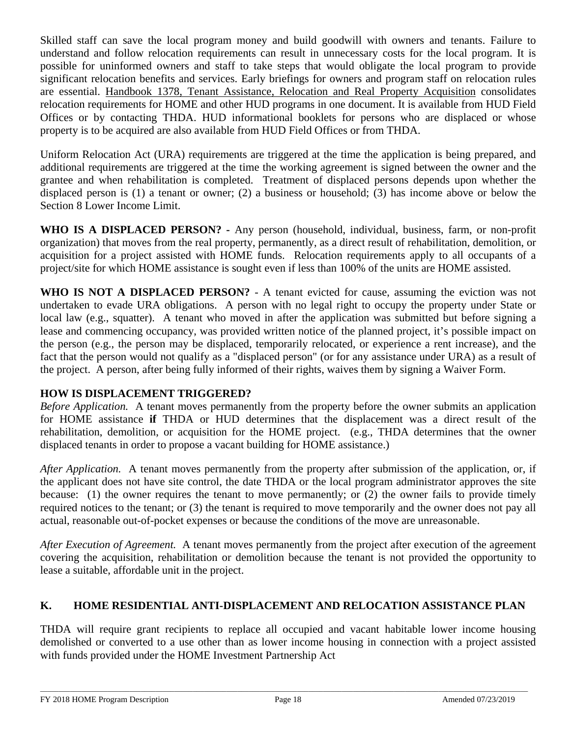Skilled staff can save the local program money and build goodwill with owners and tenants. Failure to understand and follow relocation requirements can result in unnecessary costs for the local program. It is possible for uninformed owners and staff to take steps that would obligate the local program to provide significant relocation benefits and services. Early briefings for owners and program staff on relocation rules are essential. Handbook 1378, Tenant Assistance, Relocation and Real Property Acquisition consolidates relocation requirements for HOME and other HUD programs in one document. It is available from HUD Field Offices or by contacting THDA. HUD informational booklets for persons who are displaced or whose property is to be acquired are also available from HUD Field Offices or from THDA.

Uniform Relocation Act (URA) requirements are triggered at the time the application is being prepared, and additional requirements are triggered at the time the working agreement is signed between the owner and the grantee and when rehabilitation is completed. Treatment of displaced persons depends upon whether the displaced person is (1) a tenant or owner; (2) a business or household; (3) has income above or below the Section 8 Lower Income Limit.

**WHO IS A DISPLACED PERSON? -** Any person (household, individual, business, farm, or non-profit organization) that moves from the real property, permanently, as a direct result of rehabilitation, demolition, or acquisition for a project assisted with HOME funds. Relocation requirements apply to all occupants of a project/site for which HOME assistance is sought even if less than 100% of the units are HOME assisted.

**WHO IS NOT A DISPLACED PERSON?** - A tenant evicted for cause, assuming the eviction was not undertaken to evade URA obligations. A person with no legal right to occupy the property under State or local law (e.g., squatter). A tenant who moved in after the application was submitted but before signing a lease and commencing occupancy, was provided written notice of the planned project, it's possible impact on the person (e.g., the person may be displaced, temporarily relocated, or experience a rent increase), and the fact that the person would not qualify as a "displaced person" (or for any assistance under URA) as a result of the project. A person, after being fully informed of their rights, waives them by signing a Waiver Form.

**HOW IS DISPLACEMENT TRIGGERED?**

*Before Application.* A tenant moves permanently from the property before the owner submits an application for HOME assistance **if** THDA or HUD determines that the displacement was a direct result of the rehabilitation, demolition, or acquisition for the HOME project. (e.g., THDA determines that the owner displaced tenants in order to propose a vacant building for HOME assistance.)

*After Application.* A tenant moves permanently from the property after submission of the application, or, if the applicant does not have site control, the date THDA or the local program administrator approves the site because: (1) the owner requires the tenant to move permanently; or (2) the owner fails to provide timely required notices to the tenant; or (3) the tenant is required to move temporarily and the owner does not pay all actual, reasonable out-of-pocket expenses or because the conditions of the move are unreasonable.

*After Execution of Agreement.* A tenant moves permanently from the project after execution of the agreement covering the acquisition, rehabilitation or demolition because the tenant is not provided the opportunity to lease a suitable, affordable unit in the project.

## K. HOME RESIDENTIAL ANTI-DISPLACEMENT AND RELOCATION ASSISTANCE PLAN

THDA will require grant recipients to replace all occupied and vacant habitable lower income housing demolished or converted to a use other than as lower income housing in connection with a project assisted with funds provided under the HOME Investment Partnership Act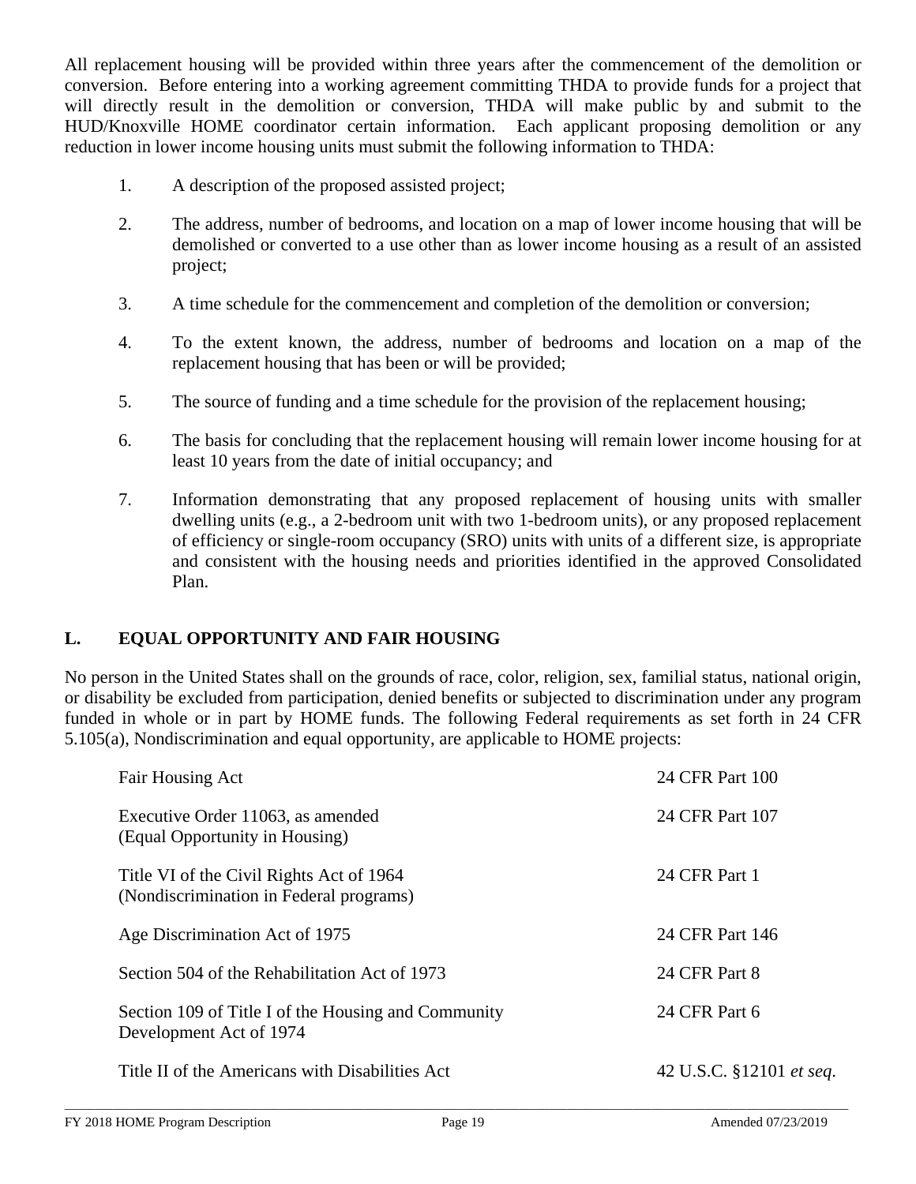All replacement housing will be provided within three years after the commencement of the demolition or conversion. Before entering into a working agreement committing THDA to provide funds for a project that will directly result in the demolition or conversion, THDA will make public by and submit to the HUD/Knoxville HOME coordinator certain information. Each applicant proposing demolition or any reduction in lower income housing units must submit the following information to THDA:

1. A description of the proposed assisted project;

2. The address, number of bedrooms, and location on a map of lower income housing that will be demolished or converted to a use other than as lower income housing as a result of an assisted project;

3. A time schedule for the commencement and completion of the demolition or conversion;

4. To the extent known, the address, number of bedrooms and location on a map of the replacement housing that has been or will be provided;

5. The source of funding and a time schedule for the provision of the replacement housing;

6. The basis for concluding that the replacement housing will remain lower income housing for at least 10 years from the date of initial occupancy; and

7. Information demonstrating that any proposed replacement of housing units with smaller dwelling units (e.g., a 2-bedroom unit with two 1-bedroom units), or any proposed replacement of efficiency or single-room occupancy (SRO) units with units of a different size, is appropriate and consistent with the housing needs and priorities identified in the approved Consolidated Plan.

## L. EQUAL OPPORTUNITY AND FAIR HOUSING

No person in the United States shall on the grounds of race, color, religion, sex, familial status, national origin, or disability be excluded from participation, denied benefits or subjected to discrimination under any program funded in whole or in part by HOME funds. The following Federal requirements as set forth in 24 CFR 5.105(a), Nondiscrimination and equal opportunity, are applicable to HOME projects:

| | |
|---|---|
| Fair Housing Act | 24 CFR Part 100 |
| Executive Order 11063, as amended (Equal Opportunity in Housing) | 24 CFR Part 107 |
| Title VI of the Civil Rights Act of 1964 (Nondiscrimination in Federal programs) | 24 CFR Part 1 |
| Age Discrimination Act of 1975 | 24 CFR Part 146 |
| Section 504 of the Rehabilitation Act of 1973 | 24 CFR Part 8 |
| Section 109 of Title I of the Housing and Community Development Act of 1974 | 24 CFR Part 6 |
| Title II of the Americans with Disabilities Act | 42 U.S.C. §12101 *et seq.* |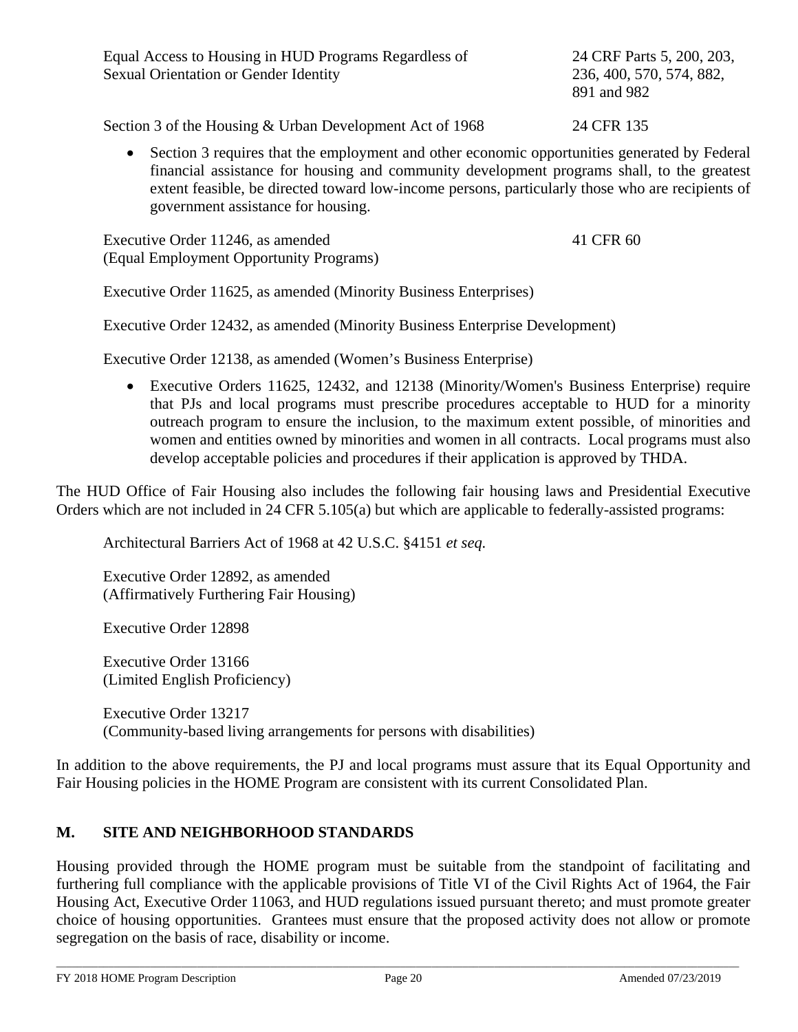Equal Access to Housing in HUD Programs Regardless of Sexual Orientation or Gender Identity — 24 CRF Parts 5, 200, 203, 236, 400, 570, 574, 882, 891 and 982

Section 3 of the Housing & Urban Development Act of 1968 — 24 CFR 135

- Section 3 requires that the employment and other economic opportunities generated by Federal financial assistance for housing and community development programs shall, to the greatest extent feasible, be directed toward low-income persons, particularly those who are recipients of government assistance for housing.

Executive Order 11246, as amended (Equal Employment Opportunity Programs) — 41 CFR 60

Executive Order 11625, as amended (Minority Business Enterprises)

Executive Order 12432, as amended (Minority Business Enterprise Development)

Executive Order 12138, as amended (Women's Business Enterprise)

- Executive Orders 11625, 12432, and 12138 (Minority/Women's Business Enterprise) require that PJs and local programs must prescribe procedures acceptable to HUD for a minority outreach program to ensure the inclusion, to the maximum extent possible, of minorities and women and entities owned by minorities and women in all contracts. Local programs must also develop acceptable policies and procedures if their application is approved by THDA.

The HUD Office of Fair Housing also includes the following fair housing laws and Presidential Executive Orders which are not included in 24 CFR 5.105(a) but which are applicable to federally-assisted programs:

Architectural Barriers Act of 1968 at 42 U.S.C. §4151 *et seq.*

Executive Order 12892, as amended (Affirmatively Furthering Fair Housing)

Executive Order 12898

Executive Order 13166 (Limited English Proficiency)

Executive Order 13217 (Community-based living arrangements for persons with disabilities)

In addition to the above requirements, the PJ and local programs must assure that its Equal Opportunity and Fair Housing policies in the HOME Program are consistent with its current Consolidated Plan.

## M. SITE AND NEIGHBORHOOD STANDARDS

Housing provided through the HOME program must be suitable from the standpoint of facilitating and furthering full compliance with the applicable provisions of Title VI of the Civil Rights Act of 1964, the Fair Housing Act, Executive Order 11063, and HUD regulations issued pursuant thereto; and must promote greater choice of housing opportunities. Grantees must ensure that the proposed activity does not allow or promote segregation on the basis of race, disability or income.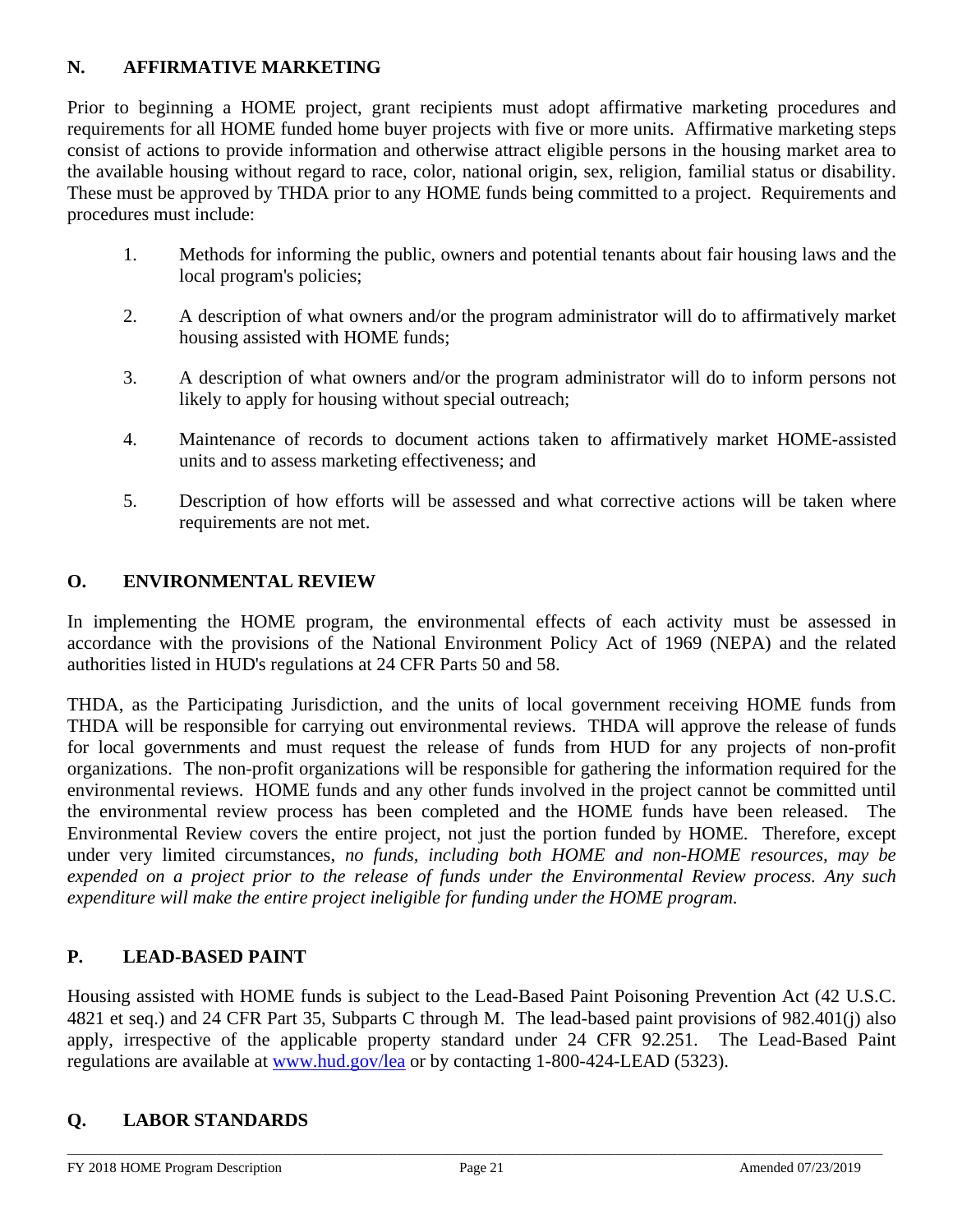## N. AFFIRMATIVE MARKETING

Prior to beginning a HOME project, grant recipients must adopt affirmative marketing procedures and requirements for all HOME funded home buyer projects with five or more units. Affirmative marketing steps consist of actions to provide information and otherwise attract eligible persons in the housing market area to the available housing without regard to race, color, national origin, sex, religion, familial status or disability. These must be approved by THDA prior to any HOME funds being committed to a project. Requirements and procedures must include:

1. Methods for informing the public, owners and potential tenants about fair housing laws and the local program's policies;

2. A description of what owners and/or the program administrator will do to affirmatively market housing assisted with HOME funds;

3. A description of what owners and/or the program administrator will do to inform persons not likely to apply for housing without special outreach;

4. Maintenance of records to document actions taken to affirmatively market HOME-assisted units and to assess marketing effectiveness; and

5. Description of how efforts will be assessed and what corrective actions will be taken where requirements are not met.

## O. ENVIRONMENTAL REVIEW

In implementing the HOME program, the environmental effects of each activity must be assessed in accordance with the provisions of the National Environment Policy Act of 1969 (NEPA) and the related authorities listed in HUD's regulations at 24 CFR Parts 50 and 58.

THDA, as the Participating Jurisdiction, and the units of local government receiving HOME funds from THDA will be responsible for carrying out environmental reviews. THDA will approve the release of funds for local governments and must request the release of funds from HUD for any projects of non-profit organizations. The non-profit organizations will be responsible for gathering the information required for the environmental reviews. HOME funds and any other funds involved in the project cannot be committed until the environmental review process has been completed and the HOME funds have been released. The Environmental Review covers the entire project, not just the portion funded by HOME. Therefore, except under very limited circumstances, *no funds, including both HOME and non-HOME resources, may be expended on a project prior to the release of funds under the Environmental Review process. Any such expenditure will make the entire project ineligible for funding under the HOME program.*

## P. LEAD-BASED PAINT

Housing assisted with HOME funds is subject to the Lead-Based Paint Poisoning Prevention Act (42 U.S.C. 4821 et seq.) and 24 CFR Part 35, Subparts C through M. The lead-based paint provisions of 982.401(j) also apply, irrespective of the applicable property standard under 24 CFR 92.251. The Lead-Based Paint regulations are available at [www.hud.gov/lea](www.hud.gov/lea) or by contacting 1-800-424-LEAD (5323).

## Q. LABOR STANDARDS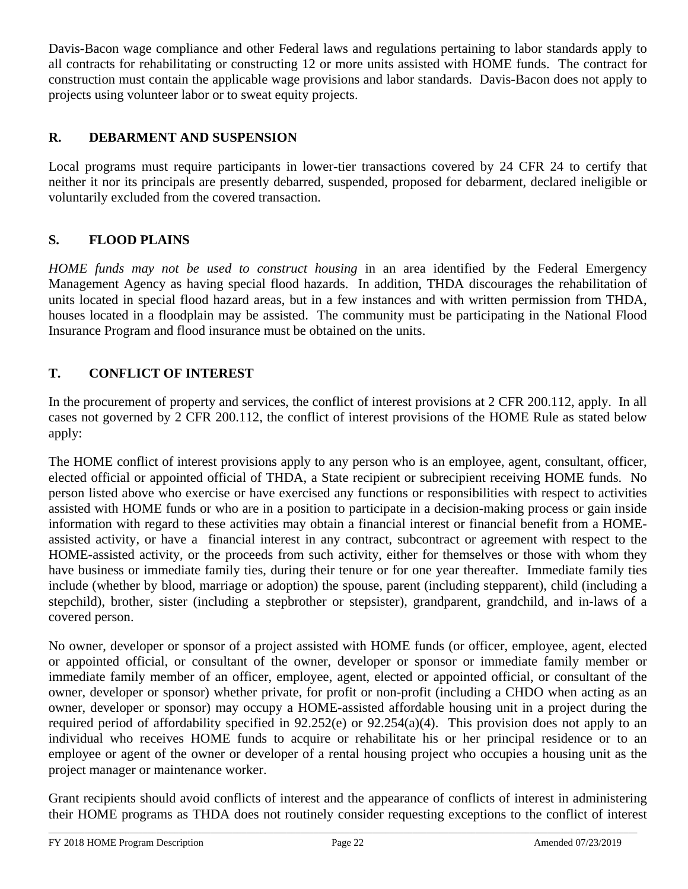Davis-Bacon wage compliance and other Federal laws and regulations pertaining to labor standards apply to all contracts for rehabilitating or constructing 12 or more units assisted with HOME funds. The contract for construction must contain the applicable wage provisions and labor standards. Davis-Bacon does not apply to projects using volunteer labor or to sweat equity projects.

## R. DEBARMENT AND SUSPENSION

Local programs must require participants in lower-tier transactions covered by 24 CFR 24 to certify that neither it nor its principals are presently debarred, suspended, proposed for debarment, declared ineligible or voluntarily excluded from the covered transaction.

## S. FLOOD PLAINS

*HOME funds may not be used to construct housing* in an area identified by the Federal Emergency Management Agency as having special flood hazards. In addition, THDA discourages the rehabilitation of units located in special flood hazard areas, but in a few instances and with written permission from THDA, houses located in a floodplain may be assisted. The community must be participating in the National Flood Insurance Program and flood insurance must be obtained on the units.

## T. CONFLICT OF INTEREST

In the procurement of property and services, the conflict of interest provisions at 2 CFR 200.112, apply. In all cases not governed by 2 CFR 200.112, the conflict of interest provisions of the HOME Rule as stated below apply:

The HOME conflict of interest provisions apply to any person who is an employee, agent, consultant, officer, elected official or appointed official of THDA, a State recipient or subrecipient receiving HOME funds. No person listed above who exercise or have exercised any functions or responsibilities with respect to activities assisted with HOME funds or who are in a position to participate in a decision-making process or gain inside information with regard to these activities may obtain a financial interest or financial benefit from a HOME-assisted activity, or have a financial interest in any contract, subcontract or agreement with respect to the HOME-assisted activity, or the proceeds from such activity, either for themselves or those with whom they have business or immediate family ties, during their tenure or for one year thereafter. Immediate family ties include (whether by blood, marriage or adoption) the spouse, parent (including stepparent), child (including a stepchild), brother, sister (including a stepbrother or stepsister), grandparent, grandchild, and in-laws of a covered person.

No owner, developer or sponsor of a project assisted with HOME funds (or officer, employee, agent, elected or appointed official, or consultant of the owner, developer or sponsor or immediate family member or immediate family member of an officer, employee, agent, elected or appointed official, or consultant of the owner, developer or sponsor) whether private, for profit or non-profit (including a CHDO when acting as an owner, developer or sponsor) may occupy a HOME-assisted affordable housing unit in a project during the required period of affordability specified in 92.252(e) or 92.254(a)(4). This provision does not apply to an individual who receives HOME funds to acquire or rehabilitate his or her principal residence or to an employee or agent of the owner or developer of a rental housing project who occupies a housing unit as the project manager or maintenance worker.

Grant recipients should avoid conflicts of interest and the appearance of conflicts of interest in administering their HOME programs as THDA does not routinely consider requesting exceptions to the conflict of interest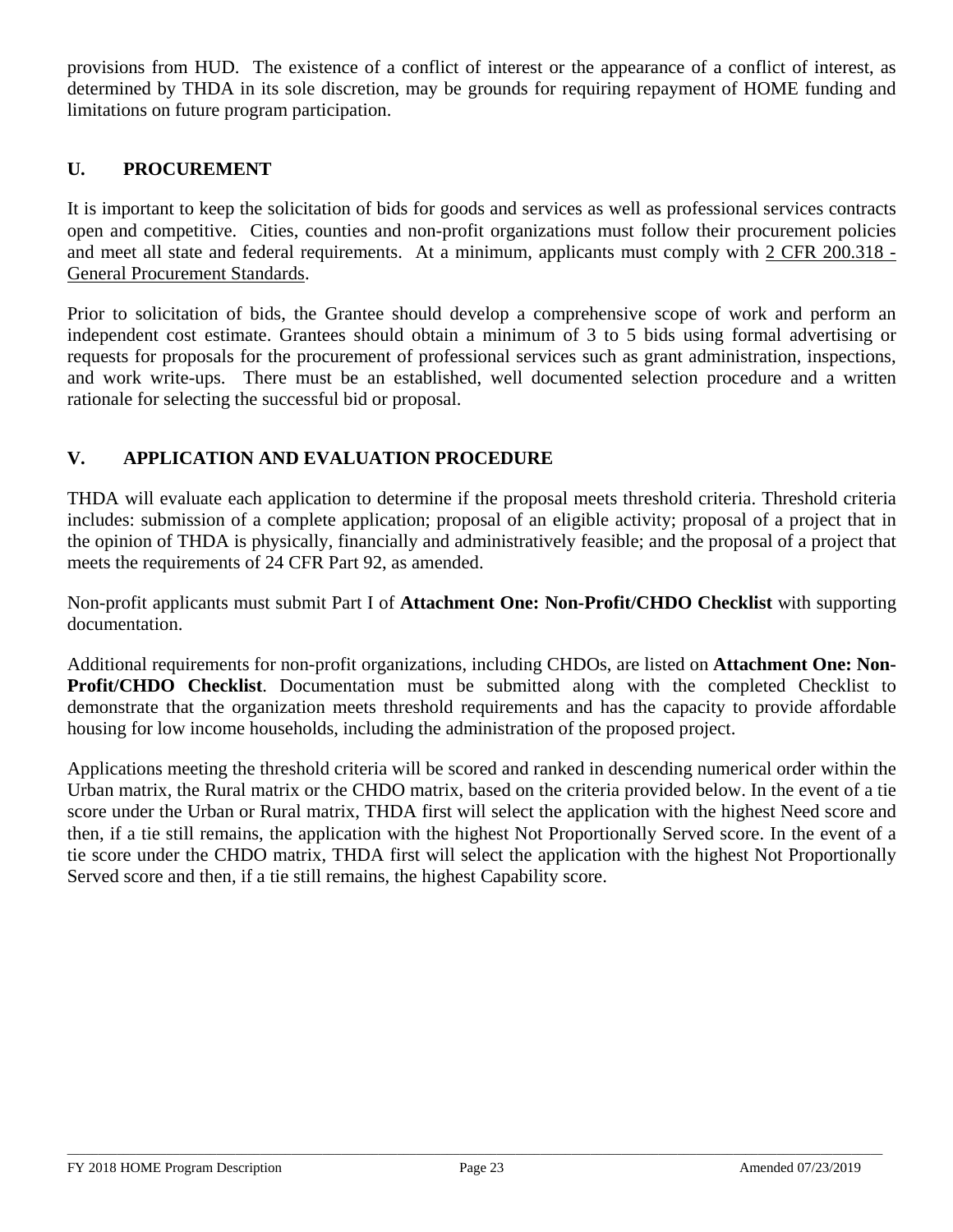provisions from HUD. The existence of a conflict of interest or the appearance of a conflict of interest, as determined by THDA in its sole discretion, may be grounds for requiring repayment of HOME funding and limitations on future program participation.

## U. PROCUREMENT

It is important to keep the solicitation of bids for goods and services as well as professional services contracts open and competitive. Cities, counties and non-profit organizations must follow their procurement policies and meet all state and federal requirements. At a minimum, applicants must comply with 2 CFR 200.318 - General Procurement Standards.

Prior to solicitation of bids, the Grantee should develop a comprehensive scope of work and perform an independent cost estimate. Grantees should obtain a minimum of 3 to 5 bids using formal advertising or requests for proposals for the procurement of professional services such as grant administration, inspections, and work write-ups. There must be an established, well documented selection procedure and a written rationale for selecting the successful bid or proposal.

## V. APPLICATION AND EVALUATION PROCEDURE

THDA will evaluate each application to determine if the proposal meets threshold criteria. Threshold criteria includes: submission of a complete application; proposal of an eligible activity; proposal of a project that in the opinion of THDA is physically, financially and administratively feasible; and the proposal of a project that meets the requirements of 24 CFR Part 92, as amended.

Non-profit applicants must submit Part I of **Attachment One: Non-Profit/CHDO Checklist** with supporting documentation.

Additional requirements for non-profit organizations, including CHDOs, are listed on **Attachment One: Non-Profit/CHDO Checklist**. Documentation must be submitted along with the completed Checklist to demonstrate that the organization meets threshold requirements and has the capacity to provide affordable housing for low income households, including the administration of the proposed project.

Applications meeting the threshold criteria will be scored and ranked in descending numerical order within the Urban matrix, the Rural matrix or the CHDO matrix, based on the criteria provided below. In the event of a tie score under the Urban or Rural matrix, THDA first will select the application with the highest Need score and then, if a tie still remains, the application with the highest Not Proportionally Served score. In the event of a tie score under the CHDO matrix, THDA first will select the application with the highest Not Proportionally Served score and then, if a tie still remains, the highest Capability score.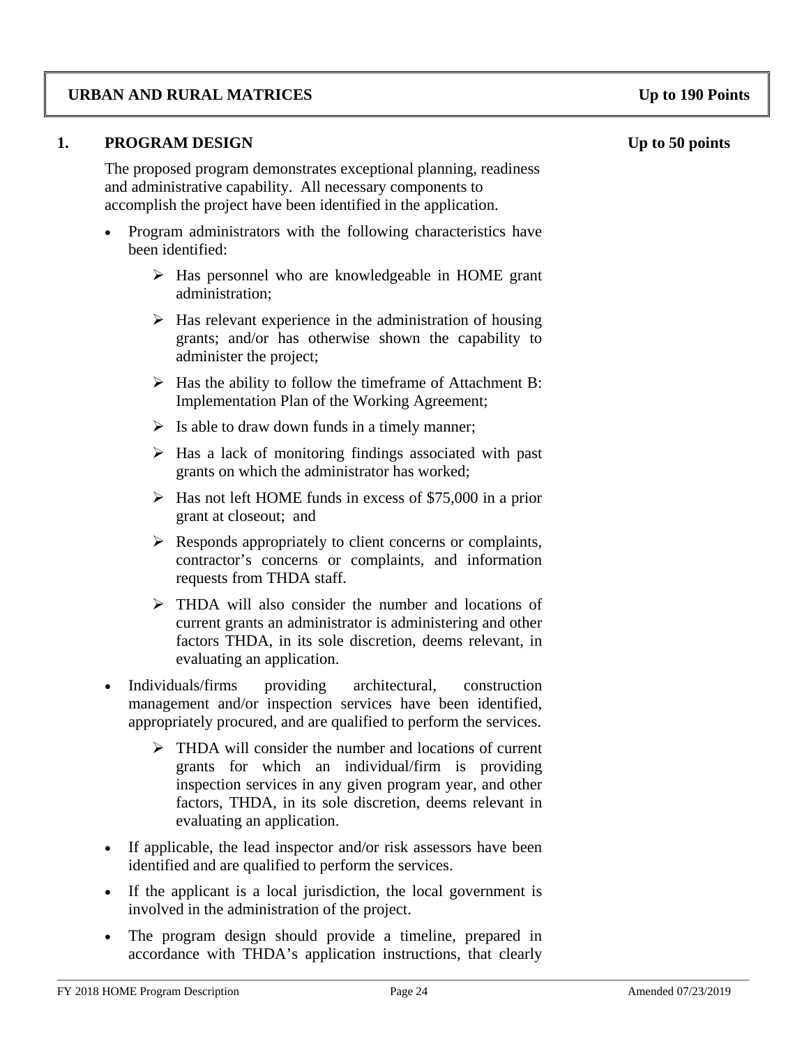## URBAN AND RURAL MATRICES — Up to 190 Points

### 1. PROGRAM DESIGN — Up to 50 points

The proposed program demonstrates exceptional planning, readiness and administrative capability. All necessary components to accomplish the project have been identified in the application.

- Program administrators with the following characteristics have been identified:
  - Has personnel who are knowledgeable in HOME grant administration;
  - Has relevant experience in the administration of housing grants; and/or has otherwise shown the capability to administer the project;
  - Has the ability to follow the timeframe of Attachment B: Implementation Plan of the Working Agreement;
  - Is able to draw down funds in a timely manner;
  - Has a lack of monitoring findings associated with past grants on which the administrator has worked;
  - Has not left HOME funds in excess of $75,000 in a prior grant at closeout; and
  - Responds appropriately to client concerns or complaints, contractor's concerns or complaints, and information requests from THDA staff.
  - THDA will also consider the number and locations of current grants an administrator is administering and other factors THDA, in its sole discretion, deems relevant, in evaluating an application.
- Individuals/firms providing architectural, construction management and/or inspection services have been identified, appropriately procured, and are qualified to perform the services.
  - THDA will consider the number and locations of current grants for which an individual/firm is providing inspection services in any given program year, and other factors, THDA, in its sole discretion, deems relevant in evaluating an application.
- If applicable, the lead inspector and/or risk assessors have been identified and are qualified to perform the services.
- If the applicant is a local jurisdiction, the local government is involved in the administration of the project.
- The program design should provide a timeline, prepared in accordance with THDA's application instructions, that clearly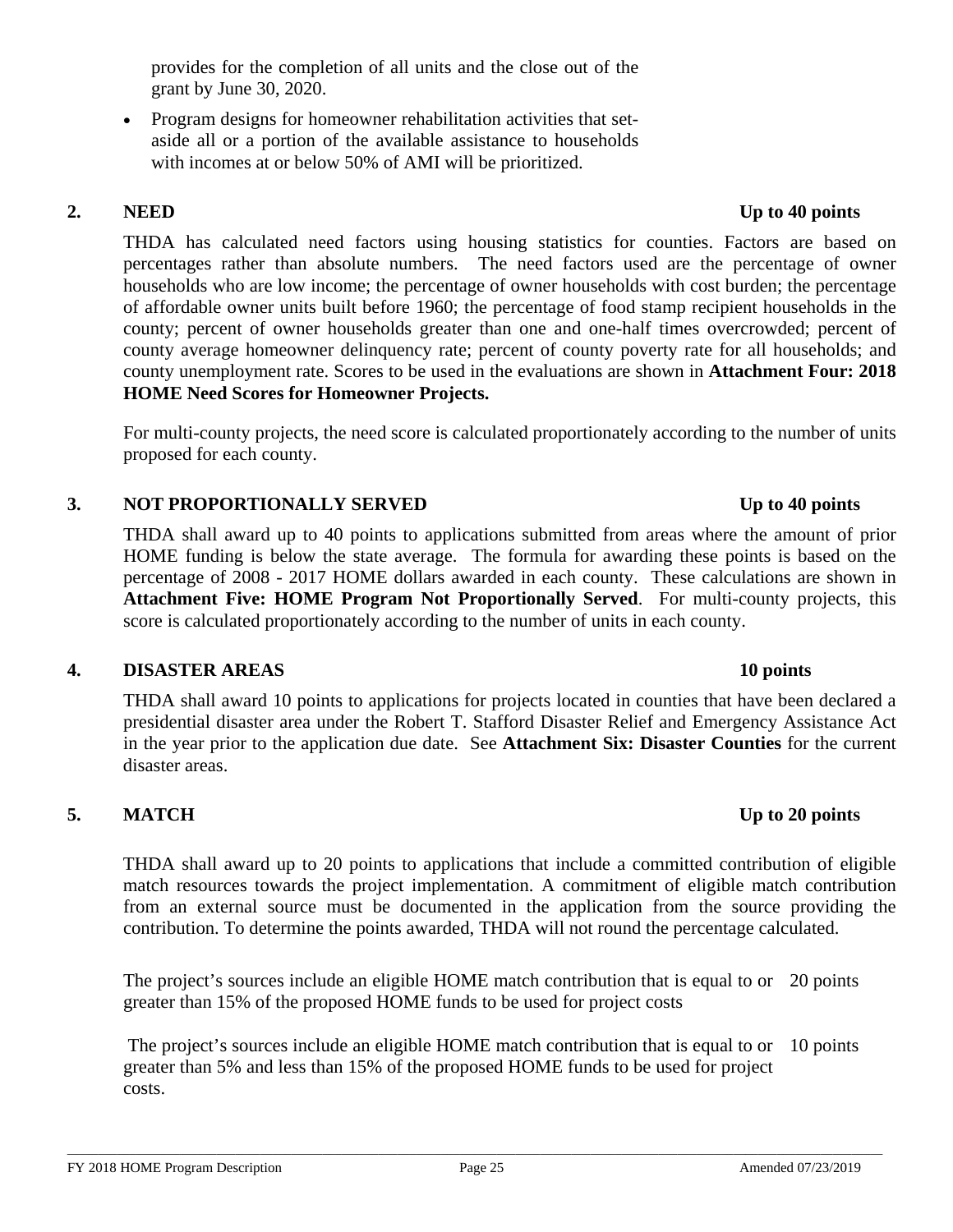provides for the completion of all units and the close out of the grant by June 30, 2020.

- Program designs for homeowner rehabilitation activities that set-aside all or a portion of the available assistance to households with incomes at or below 50% of AMI will be prioritized.

### 2. NEED — Up to 40 points

THDA has calculated need factors using housing statistics for counties. Factors are based on percentages rather than absolute numbers. The need factors used are the percentage of owner households who are low income; the percentage of owner households with cost burden; the percentage of affordable owner units built before 1960; the percentage of food stamp recipient households in the county; percent of owner households greater than one and one-half times overcrowded; percent of county average homeowner delinquency rate; percent of county poverty rate for all households; and county unemployment rate. Scores to be used in the evaluations are shown in **Attachment Four: 2018 HOME Need Scores for Homeowner Projects.**

For multi-county projects, the need score is calculated proportionately according to the number of units proposed for each county.

### 3. NOT PROPORTIONALLY SERVED — Up to 40 points

THDA shall award up to 40 points to applications submitted from areas where the amount of prior HOME funding is below the state average. The formula for awarding these points is based on the percentage of 2008 - 2017 HOME dollars awarded in each county. These calculations are shown in **Attachment Five: HOME Program Not Proportionally Served**. For multi-county projects, this score is calculated proportionately according to the number of units in each county.

### 4. DISASTER AREAS — 10 points

THDA shall award 10 points to applications for projects located in counties that have been declared a presidential disaster area under the Robert T. Stafford Disaster Relief and Emergency Assistance Act in the year prior to the application due date. See **Attachment Six: Disaster Counties** for the current disaster areas.

### 5. MATCH — Up to 20 points

THDA shall award up to 20 points to applications that include a committed contribution of eligible match resources towards the project implementation. A commitment of eligible match contribution from an external source must be documented in the application from the source providing the contribution. To determine the points awarded, THDA will not round the percentage calculated.

| | |
|---|---|
| The project's sources include an eligible HOME match contribution that is equal to or greater than 15% of the proposed HOME funds to be used for project costs | 20 points |
| The project's sources include an eligible HOME match contribution that is equal to or greater than 5% and less than 15% of the proposed HOME funds to be used for project costs. | 10 points |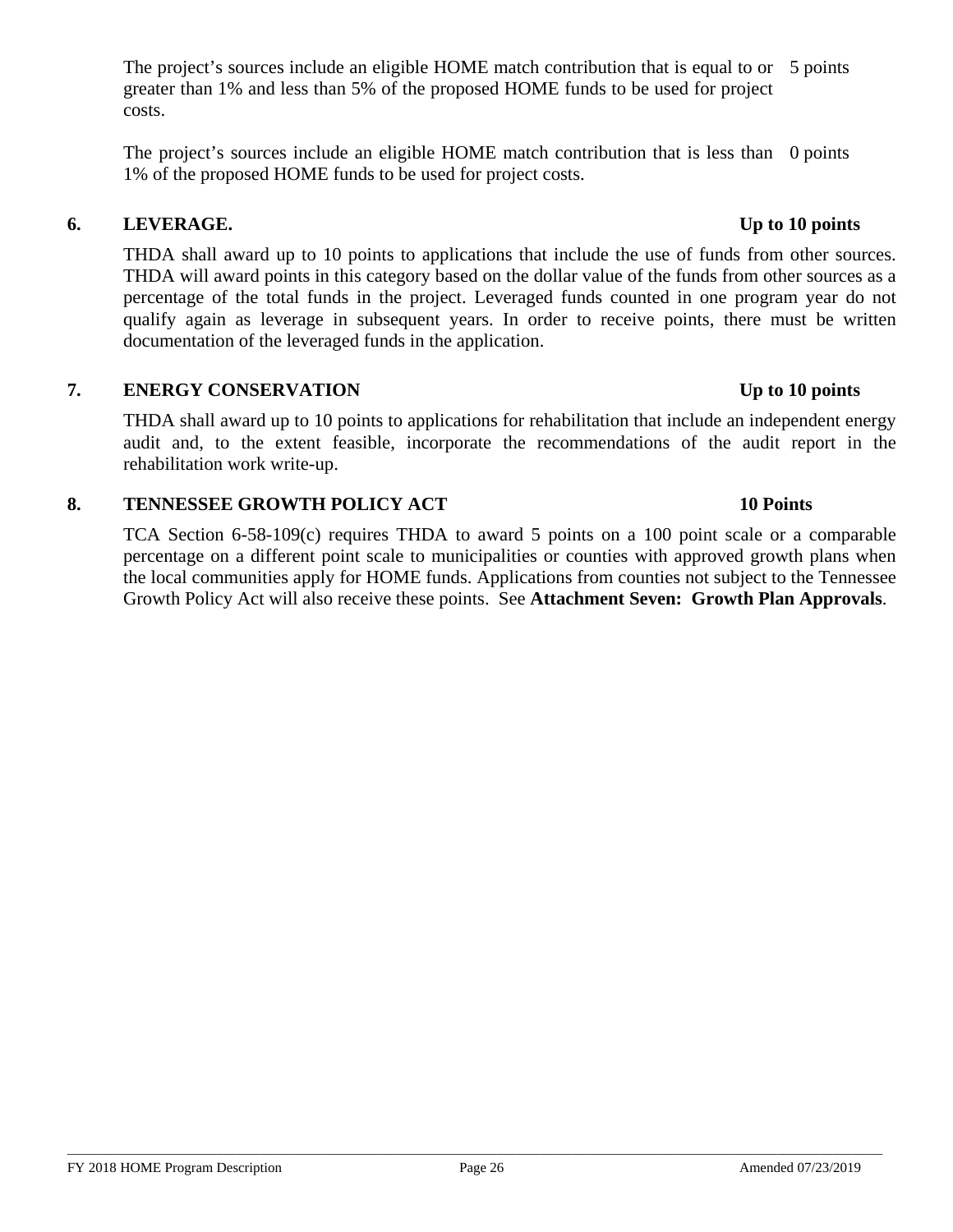| | |
|---|---|
| The project's sources include an eligible HOME match contribution that is equal to or greater than 1% and less than 5% of the proposed HOME funds to be used for project costs. | 5 points |
| The project's sources include an eligible HOME match contribution that is less than 1% of the proposed HOME funds to be used for project costs. | 0 points |

**6. LEVERAGE. Up to 10 points**

THDA shall award up to 10 points to applications that include the use of funds from other sources. THDA will award points in this category based on the dollar value of the funds from other sources as a percentage of the total funds in the project. Leveraged funds counted in one program year do not qualify again as leverage in subsequent years. In order to receive points, there must be written documentation of the leveraged funds in the application.

**7. ENERGY CONSERVATION Up to 10 points**

THDA shall award up to 10 points to applications for rehabilitation that include an independent energy audit and, to the extent feasible, incorporate the recommendations of the audit report in the rehabilitation work write-up.

**8. TENNESSEE GROWTH POLICY ACT 10 Points**

TCA Section 6-58-109(c) requires THDA to award 5 points on a 100 point scale or a comparable percentage on a different point scale to municipalities or counties with approved growth plans when the local communities apply for HOME funds. Applications from counties not subject to the Tennessee Growth Policy Act will also receive these points. See **Attachment Seven: Growth Plan Approvals**.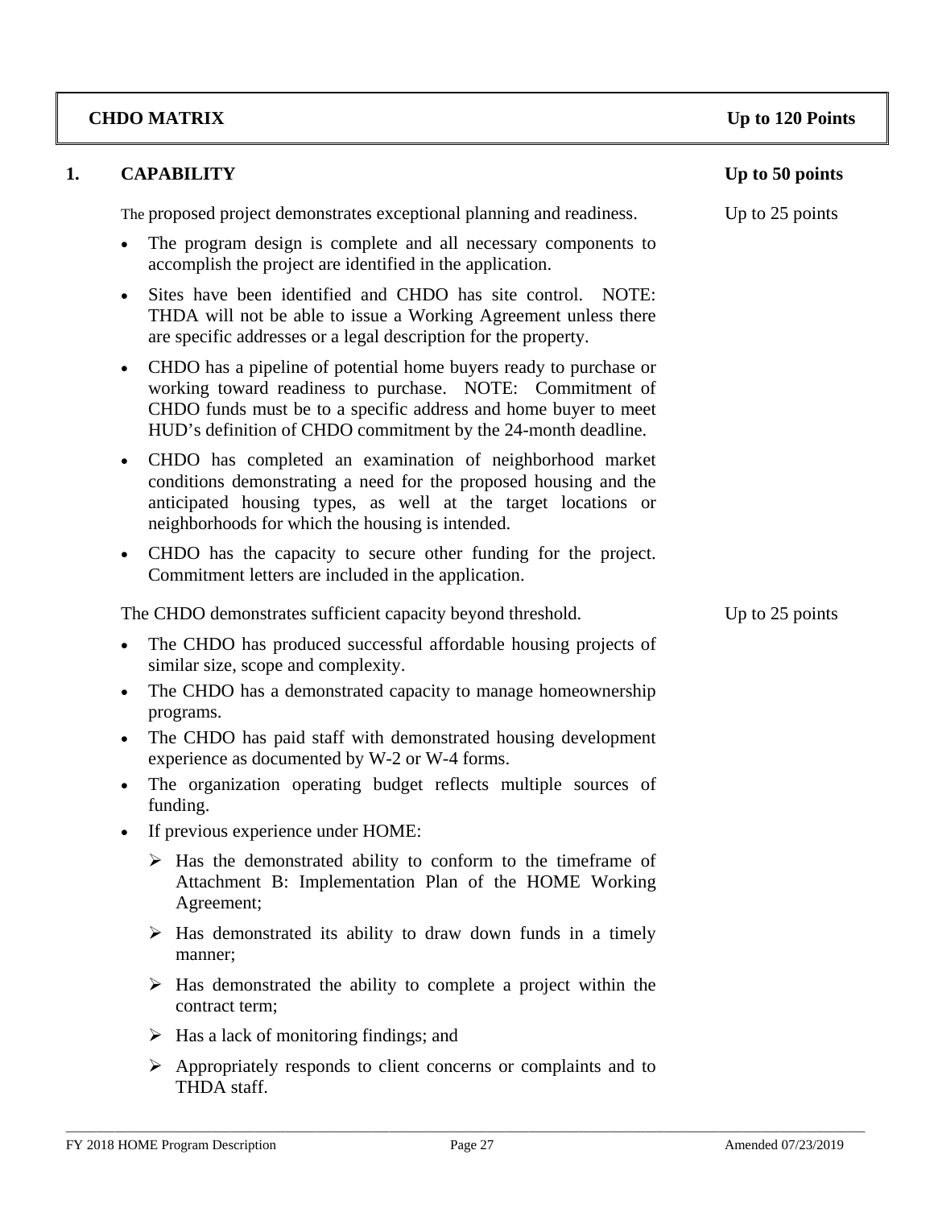## CHDO MATRIX — Up to 120 Points

### 1. CAPABILITY — Up to 50 points

The proposed project demonstrates exceptional planning and readiness. — Up to 25 points

- The program design is complete and all necessary components to accomplish the project are identified in the application.
- Sites have been identified and CHDO has site control. NOTE: THDA will not be able to issue a Working Agreement unless there are specific addresses or a legal description for the property.
- CHDO has a pipeline of potential home buyers ready to purchase or working toward readiness to purchase. NOTE: Commitment of CHDO funds must be to a specific address and home buyer to meet HUD's definition of CHDO commitment by the 24-month deadline.
- CHDO has completed an examination of neighborhood market conditions demonstrating a need for the proposed housing and the anticipated housing types, as well at the target locations or neighborhoods for which the housing is intended.
- CHDO has the capacity to secure other funding for the project. Commitment letters are included in the application.

The CHDO demonstrates sufficient capacity beyond threshold. — Up to 25 points

- The CHDO has produced successful affordable housing projects of similar size, scope and complexity.
- The CHDO has a demonstrated capacity to manage homeownership programs.
- The CHDO has paid staff with demonstrated housing development experience as documented by W-2 or W-4 forms.
- The organization operating budget reflects multiple sources of funding.
- If previous experience under HOME:
  - Has the demonstrated ability to conform to the timeframe of Attachment B: Implementation Plan of the HOME Working Agreement;
  - Has demonstrated its ability to draw down funds in a timely manner;
  - Has demonstrated the ability to complete a project within the contract term;
  - Has a lack of monitoring findings; and
  - Appropriately responds to client concerns or complaints and to THDA staff.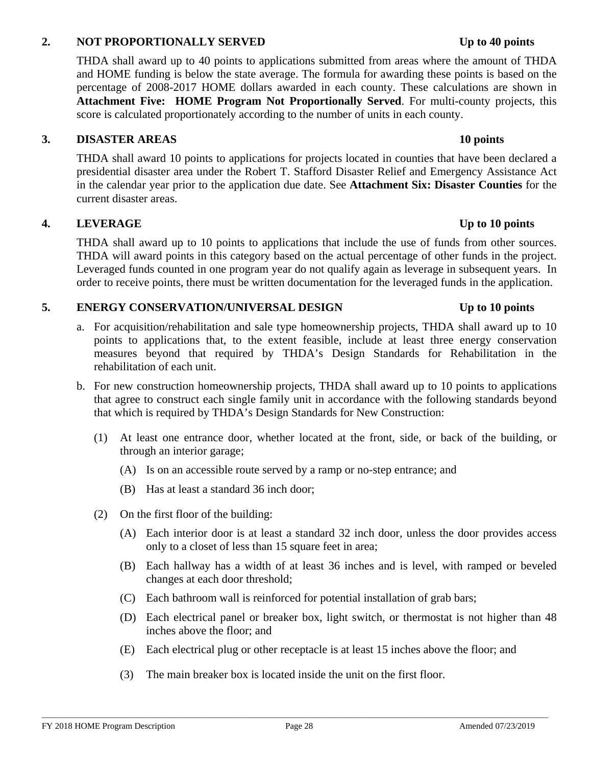**2. NOT PROPORTIONALLY SERVED** **Up to 40 points**

THDA shall award up to 40 points to applications submitted from areas where the amount of THDA and HOME funding is below the state average. The formula for awarding these points is based on the percentage of 2008-2017 HOME dollars awarded in each county. These calculations are shown in **Attachment Five: HOME Program Not Proportionally Served**. For multi-county projects, this score is calculated proportionately according to the number of units in each county.

**3. DISASTER AREAS** **10 points**

THDA shall award 10 points to applications for projects located in counties that have been declared a presidential disaster area under the Robert T. Stafford Disaster Relief and Emergency Assistance Act in the calendar year prior to the application due date. See **Attachment Six: Disaster Counties** for the current disaster areas.

**4. LEVERAGE** **Up to 10 points**

THDA shall award up to 10 points to applications that include the use of funds from other sources. THDA will award points in this category based on the actual percentage of other funds in the project. Leveraged funds counted in one program year do not qualify again as leverage in subsequent years. In order to receive points, there must be written documentation for the leveraged funds in the application.

**5. ENERGY CONSERVATION/UNIVERSAL DESIGN** **Up to 10 points**

a. For acquisition/rehabilitation and sale type homeownership projects, THDA shall award up to 10 points to applications that, to the extent feasible, include at least three energy conservation measures beyond that required by THDA's Design Standards for Rehabilitation in the rehabilitation of each unit.

b. For new construction homeownership projects, THDA shall award up to 10 points to applications that agree to construct each single family unit in accordance with the following standards beyond that which is required by THDA's Design Standards for New Construction:

(1) At least one entrance door, whether located at the front, side, or back of the building, or through an interior garage;

(A) Is on an accessible route served by a ramp or no-step entrance; and

(B) Has at least a standard 36 inch door;

(2) On the first floor of the building:

(A) Each interior door is at least a standard 32 inch door, unless the door provides access only to a closet of less than 15 square feet in area;

(B) Each hallway has a width of at least 36 inches and is level, with ramped or beveled changes at each door threshold;

(C) Each bathroom wall is reinforced for potential installation of grab bars;

(D) Each electrical panel or breaker box, light switch, or thermostat is not higher than 48 inches above the floor; and

(E) Each electrical plug or other receptacle is at least 15 inches above the floor; and

(3) The main breaker box is located inside the unit on the first floor.